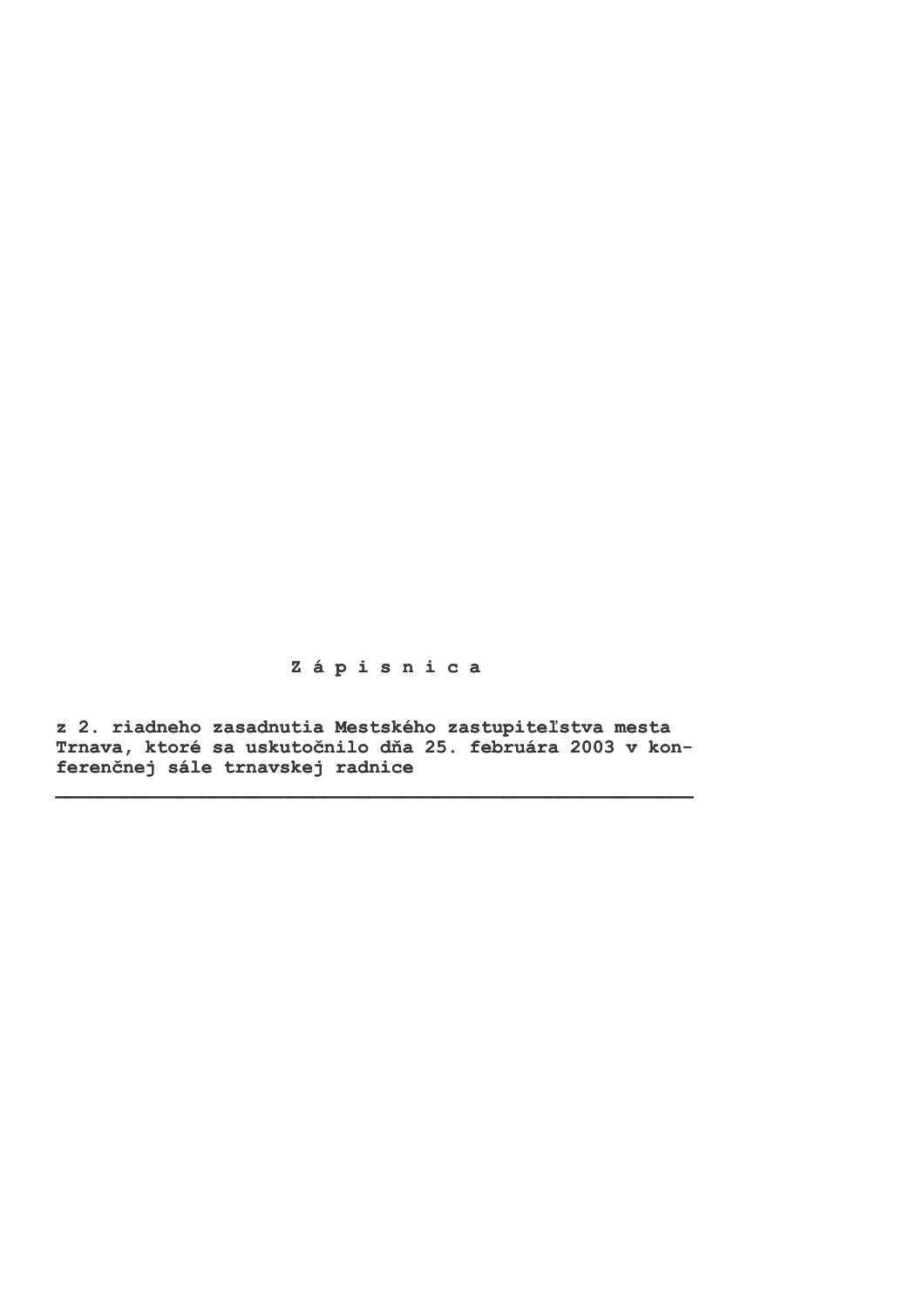# Z á p i s n i c a

**z 2. riadneho zasadnutia Mestského zastupiteľstva mesta Trnava, ktoré sa uskutočnilo dňa 25. februára 2003 v konferenčnej sále trnavskej radnice**

---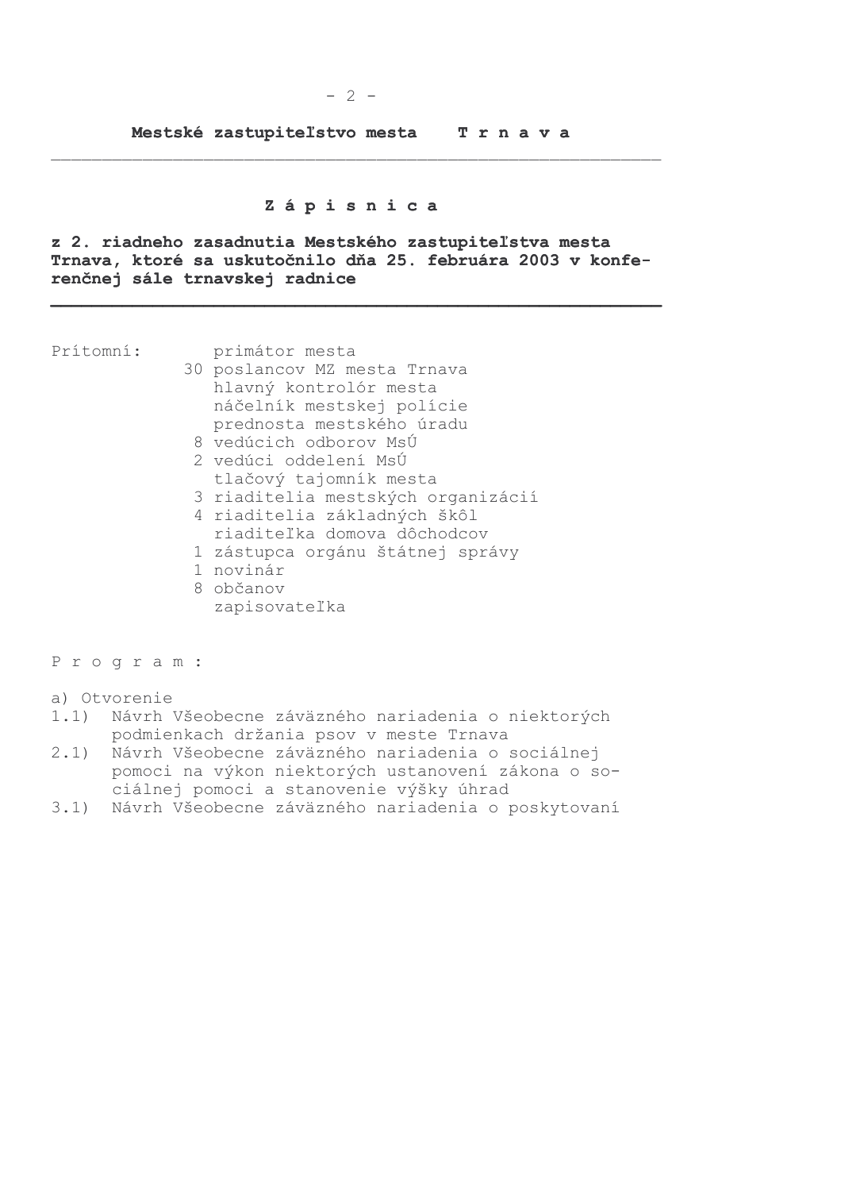**Mestské zastupiteľstvo mesta T r n a v a**

---

# Z á p i s n i c a

**z 2. riadneho zasadnutia Mestského zastupiteľstva mesta Trnava, ktoré sa uskutočnilo dňa 25. februára 2003 v konferenčnej sále trnavskej radnice**

---

Prítomní:
- primátor mesta
- 30 poslancov MZ mesta Trnava
- hlavný kontrolór mesta
- náčelník mestskej polície
- prednosta mestského úradu
- 8 vedúcich odborov MsÚ
- 2 vedúci oddelení MsÚ
- tlačový tajomník mesta
- 3 riaditelia mestských organizácií
- 4 riaditelia základných škôl
- riaditeľka domova dôchodcov
- 1 zástupca orgánu štátnej správy
- 1 novinár
- 8 občanov
- zapisovateľka

P r o g r a m :

a) Otvorenie

1.1) Návrh Všeobecne záväzného nariadenia o niektorých podmienkach držania psov v meste Trnava

2.1) Návrh Všeobecne záväzného nariadenia o sociálnej pomoci na výkon niektorých ustanovení zákona o sociálnej pomoci a stanovenie výšky úhrad

3.1) Návrh Všeobecne záväzného nariadenia o poskytovaní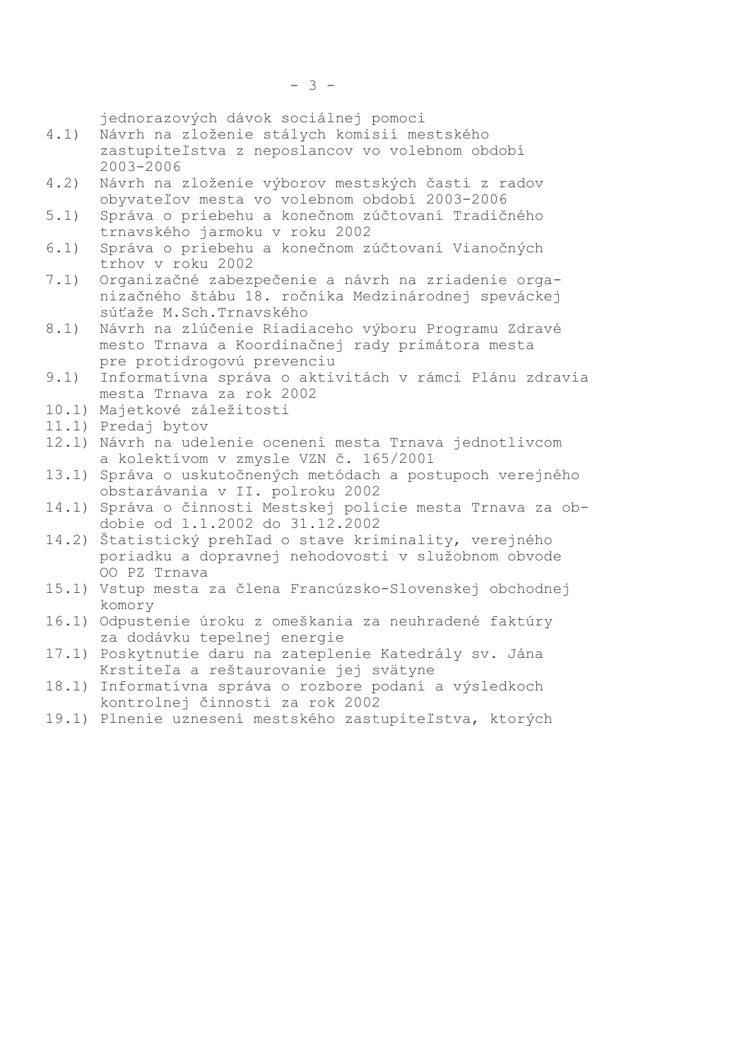jednorazových dávok sociálnej pomoci

4.1) Návrh na zloženie stálych komisií mestského zastupiteľstva z neposlancov vo volebnom období 2003-2006

4.2) Návrh na zloženie výborov mestských častí z radov obyvateľov mesta vo volebnom období 2003-2006

5.1) Správa o priebehu a konečnom zúčtovaní Tradičného trnavského jarmoku v roku 2002

6.1) Správa o priebehu a konečnom zúčtovaní Vianočných trhov v roku 2002

7.1) Organizačné zabezpečenie a návrh na zriadenie organizačného štábu 18. ročníka Medzinárodnej speváckej súťaže M.Sch.Trnavského

8.1) Návrh na zlúčenie Riadiaceho výboru Programu Zdravé mesto Trnava a Koordinačnej rady primátora mesta pre protidrogovú prevenciu

9.1) Informatívna správa o aktivitách v rámci Plánu zdravia mesta Trnava za rok 2002

10.1) Majetkové záležitosti

11.1) Predaj bytov

12.1) Návrh na udelenie ocenení mesta Trnava jednotlivcom a kolektívom v zmysle VZN č. 165/2001

13.1) Správa o uskutočnených metódach a postupoch verejného obstarávania v II. polroku 2002

14.1) Správa o činnosti Mestskej polície mesta Trnava za obdobie od 1.1.2002 do 31.12.2002

14.2) Štatistický prehľad o stave kriminality, verejného poriadku a dopravnej nehodovosti v služobnom obvode OO PZ Trnava

15.1) Vstup mesta za člena Francúzsko-Slovenskej obchodnej komory

16.1) Odpustenie úroku z omeškania za neuhradené faktúry za dodávku tepelnej energie

17.1) Poskytnutie daru na zateplenie Katedrály sv. Jána Krstiteľa a reštaurovanie jej svätyne

18.1) Informatívna správa o rozbore podaní a výsledkoch kontrolnej činnosti za rok 2002

19.1) Plnenie uznesení mestského zastupiteľstva, ktorých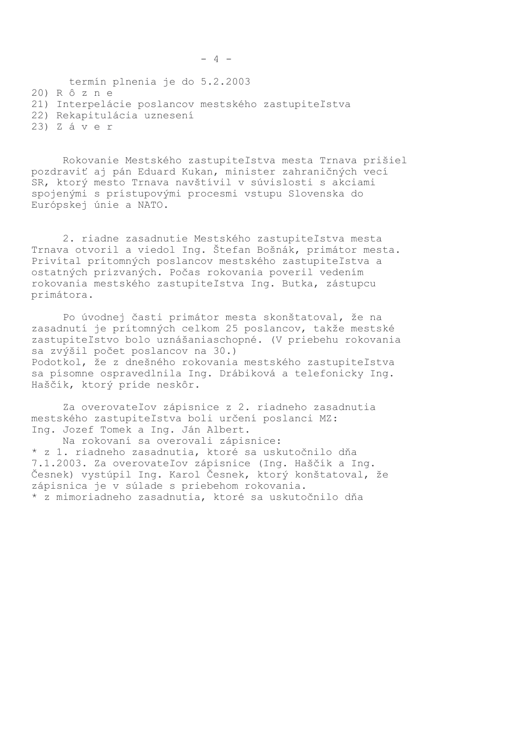termín plnenia je do 5.2.2003

20) R ô z n e
21) Interpelácie poslancov mestského zastupiteľstva
22) Rekapitulácia uznesení
23) Z á v e r

Rokovanie Mestského zastupiteľstva mesta Trnava prišiel pozdraviť aj pán Eduard Kukan, minister zahraničných vecí SR, ktorý mesto Trnava navštívil v súvislosti s akciami spojenými s prístupovými procesmi vstupu Slovenska do Európskej únie a NATO.

2. riadne zasadnutie Mestského zastupiteľstva mesta Trnava otvoril a viedol Ing. Štefan Bošnák, primátor mesta. Privítal prítomných poslancov mestského zastupiteľstva a ostatných prizvaných. Počas rokovania poveril vedením rokovania mestského zastupiteľstva Ing. Butka, zástupcu primátora.

Po úvodnej časti primátor mesta skonštatoval, že na zasadnutí je prítomných celkom 25 poslancov, takže mestské zastupiteľstvo bolo uznášaniaschopné. (V priebehu rokovania sa zvýšil počet poslancov na 30.)
Podotkol, že z dnešného rokovania mestského zastupiteľstva sa písomne ospravedlnila Ing. Drábiková a telefonicky Ing. Haščík, ktorý príde neskôr.

Za overovateľov zápisnice z 2. riadneho zasadnutia mestského zastupiteľstva boli určení poslanci MZ: Ing. Jozef Tomek a Ing. Ján Albert.

Na rokovaní sa overovali zápisnice:

* z 1. riadneho zasadnutia, ktoré sa uskutočnilo dňa 7.1.2003. Za overovateľov zápisnice (Ing. Haščík a Ing. Česnek) vystúpil Ing. Karol Česnek, ktorý konštatoval, že zápisnica je v súlade s priebehom rokovania.
* z mimoriadneho zasadnutia, ktoré sa uskutočnilo dňa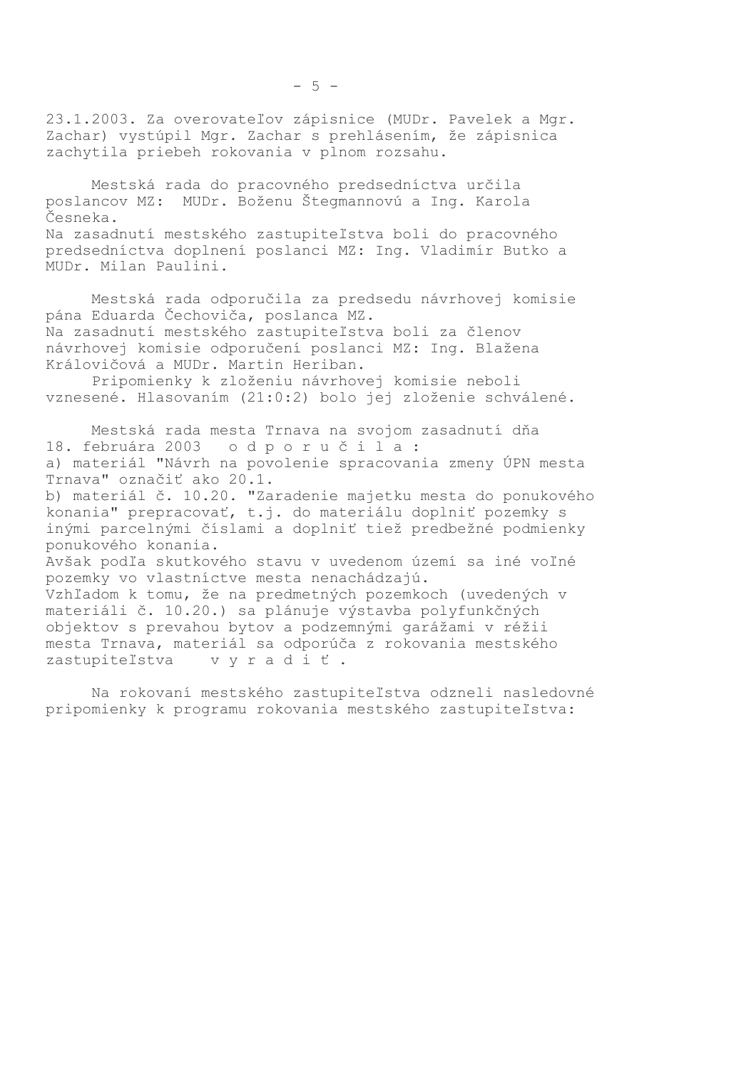23.1.2003. Za overovateľov zápisnice (MUDr. Pavelek a Mgr. Zachar) vystúpil Mgr. Zachar s prehlásením, že zápisnica zachytila priebeh rokovania v plnom rozsahu.

Mestská rada do pracovného predsedníctva určila poslancov MZ: MUDr. Boženu Štegmannovú a Ing. Karola Česneka.
Na zasadnutí mestského zastupiteľstva boli do pracovného predsedníctva doplnení poslanci MZ: Ing. Vladimír Butko a MUDr. Milan Paulini.

Mestská rada odporučila za predsedu návrhovej komisie pána Eduarda Čechoviča, poslanca MZ.
Na zasadnutí mestského zastupiteľstva boli za členov návrhovej komisie odporučení poslanci MZ: Ing. Blažena Královičová a MUDr. Martin Heriban.

Pripomienky k zloženiu návrhovej komisie neboli vznesené. Hlasovaním (21:0:2) bolo jej zloženie schválené.

Mestská rada mesta Trnava na svojom zasadnutí dňa 18. februára 2003 o d p o r u č i l a :
a) materiál "Návrh na povolenie spracovania zmeny ÚPN mesta Trnava" označiť ako 20.1.
b) materiál č. 10.20. "Zaradenie majetku mesta do ponukového konania" prepracovať, t.j. do materiálu doplniť pozemky s inými parcelnými číslami a doplniť tiež predbežné podmienky ponukového konania.
Avšak podľa skutkového stavu v uvedenom území sa iné voľné pozemky vo vlastníctve mesta nenachádzajú.
Vzhľadom k tomu, že na predmetných pozemkoch (uvedených v materiáli č. 10.20.) sa plánuje výstavba polyfunkčných objektov s prevahou bytov a podzemnými garážami v réžii mesta Trnava, materiál sa odporúča z rokovania mestského zastupiteľstva v y r a d i ť .

Na rokovaní mestského zastupiteľstva odzneli nasledovné pripomienky k programu rokovania mestského zastupiteľstva: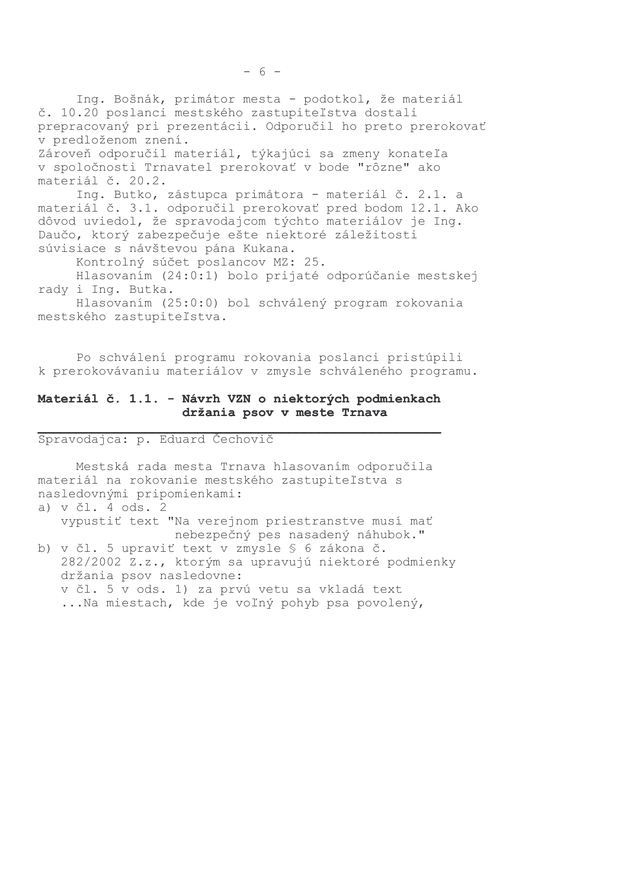Ing. Bošnák, primátor mesta - podotkol, že materiál č. 10.20 poslanci mestského zastupiteľstva dostali prepracovaný pri prezentácii. Odporučil ho preto prerokovať v predloženom znení.
Zároveň odporučil materiál, týkajúci sa zmeny konateľa v spoločnosti Trnavatel prerokovať v bode "rôzne" ako materiál č. 20.2.

Ing. Butko, zástupca primátora - materiál č. 2.1. a materiál č. 3.1. odporučil prerokovať pred bodom 12.1. Ako dôvod uviedol, že spravodajcom týchto materiálov je Ing. Daučo, ktorý zabezpečuje ešte niektoré záležitosti súvisiace s návštevou pána Kukana.

Kontrolný súčet poslancov MZ: 25.

Hlasovaním (24:0:1) bolo prijaté odporúčanie mestskej rady i Ing. Butka.

Hlasovaním (25:0:0) bol schválený program rokovania mestského zastupiteľstva.

Po schválení programu rokovania poslanci pristúpili k prerokovávaniu materiálov v zmysle schváleného programu.

**Materiál č. 1.1. - Návrh VZN o niektorých podmienkach držania psov v meste Trnava**

Spravodajca: p. Eduard Čechovič

Mestská rada mesta Trnava hlasovaním odporučila materiál na rokovanie mestského zastupiteľstva s nasledovnými pripomienkami:

a) v čl. 4 ods. 2
   vypustiť text "Na verejnom priestranstve musí mať nebezpečný pes nasadený náhubok."
b) v čl. 5 upraviť text v zmysle § 6 zákona č. 282/2002 Z.z., ktorým sa upravujú niektoré podmienky držania psov nasledovne:
   v čl. 5 v ods. 1) za prvú vetu sa vkladá text
   ...Na miestach, kde je voľný pohyb psa povolený,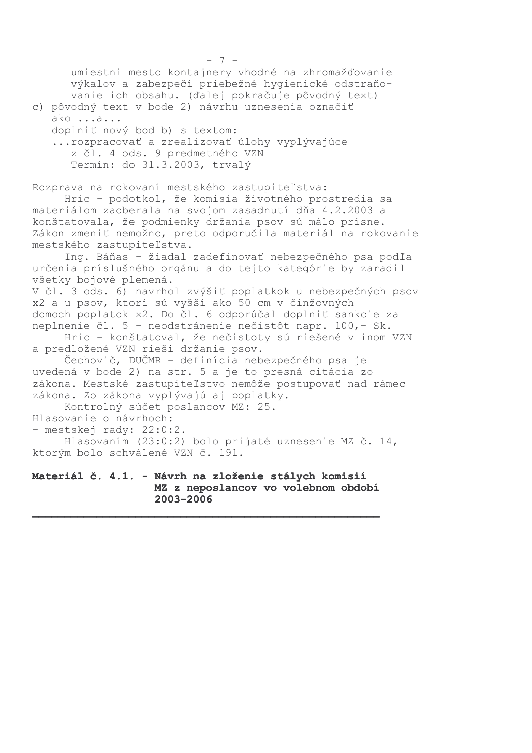umiestni mesto kontajnery vhodné na zhromažďovanie výkalov a zabezpečí priebežné hygienické odstraňovanie ich obsahu. (ďalej pokračuje pôvodný text)

c) pôvodný text v bode 2) návrhu uznesenia označiť ako ...a...
   doplniť nový bod b) s textom:
   ...rozpracovať a zrealizovať úlohy vyplývajúce z čl. 4 ods. 9 predmetného VZN
   Termín: do 31.3.2003, trvalý

Rozprava na rokovaní mestského zastupiteľstva:

Hric - podotkol, že komisia životného prostredia sa materiálom zaoberala na svojom zasadnutí dňa 4.2.2003 a konštatovala, že podmienky držania psov sú málo prísne. Zákon zmeniť nemožno, preto odporučila materiál na rokovanie mestského zastupiteľstva.

Ing. Báňas - žiadal zadefinovať nebezpečného psa podľa určenia príslušného orgánu a do tejto kategórie by zaradil všetky bojové plemená.
V čl. 3 ods. 6) navrhol zvýšiť poplatkok u nebezpečných psov x2 a u psov, ktorí sú vyšší ako 50 cm v činžovných domoch poplatok x2. Do čl. 6 odporúčal doplniť sankcie za neplnenie čl. 5 - neodstránenie nečistôt napr. 100,- Sk.

Hric - konštatoval, že nečistoty sú riešené v inom VZN a predložené VZN rieši držanie psov.

Čechovič, DUČMR - definícia nebezpečného psa je uvedená v bode 2) na str. 5 a je to presná citácia zo zákona. Mestské zastupiteľstvo nemôže postupovať nad rámec zákona. Zo zákona vyplývajú aj poplatky.

Kontrolný súčet poslancov MZ: 25.

Hlasovanie o návrhoch:
- mestskej rady: 22:0:2.

Hlasovaním (23:0:2) bolo prijaté uznesenie MZ č. 14, ktorým bolo schválené VZN č. 191.

**Materiál č. 4.1. - Návrh na zloženie stálych komisií MZ z neposlancov vo volebnom období 2003-2006**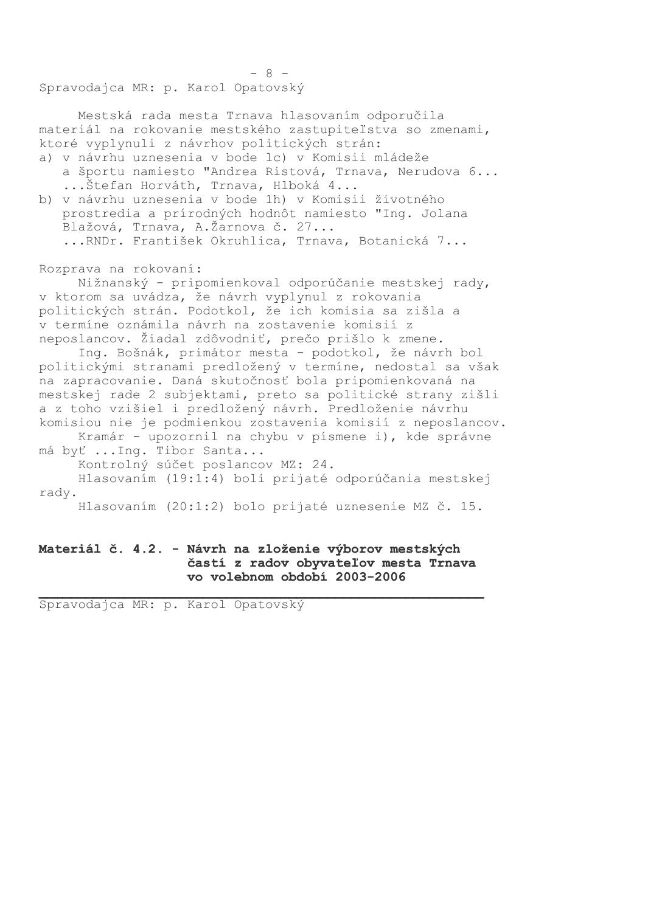Spravodajca MR: p. Karol Opatovský

Mestská rada mesta Trnava hlasovaním odporučila materiál na rokovanie mestského zastupiteľstva so zmenami, ktoré vyplynuli z návrhov politických strán:

a) v návrhu uznesenia v bode 1c) v Komisii mládeže a športu namiesto "Andrea Ristová, Trnava, Nerudova 6... ...Štefan Horváth, Trnava, Hlboká 4...
b) v návrhu uznesenia v bode 1h) v Komisii životného prostredia a prírodných hodnôt namiesto "Ing. Jolana Blažová, Trnava, A.Žarnova č. 27... ...RNDr. František Okruhlica, Trnava, Botanická 7...

Rozprava na rokovaní:

Nižnanský - pripomienkoval odporúčanie mestskej rady, v ktorom sa uvádza, že návrh vyplynul z rokovania politických strán. Podotkol, že ich komisia sa zišla a v termíne oznámila návrh na zostavenie komisií z neposlancov. Žiadal zdôvodniť, prečo prišlo k zmene.

Ing. Bošnák, primátor mesta - podotkol, že návrh bol politickými stranami predložený v termíne, nedostal sa však na zapracovanie. Daná skutočnosť bola pripomienkovaná na mestskej rade 2 subjektami, preto sa politické strany zišli a z toho vzišiel i predložený návrh. Predloženie návrhu komisiou nie je podmienkou zostavenia komisií z neposlancov.

Kramár - upozornil na chybu v písmene i), kde správne má byť ...Ing. Tibor Santa...

Kontrolný súčet poslancov MZ: 24.

Hlasovaním (19:1:4) boli prijaté odporúčania mestskej rady.

Hlasovaním (20:1:2) bolo prijaté uznesenie MZ č. 15.

**Materiál č. 4.2. - Návrh na zloženie výborov mestských častí z radov obyvateľov mesta Trnava vo volebnom období 2003-2006**

Spravodajca MR: p. Karol Opatovský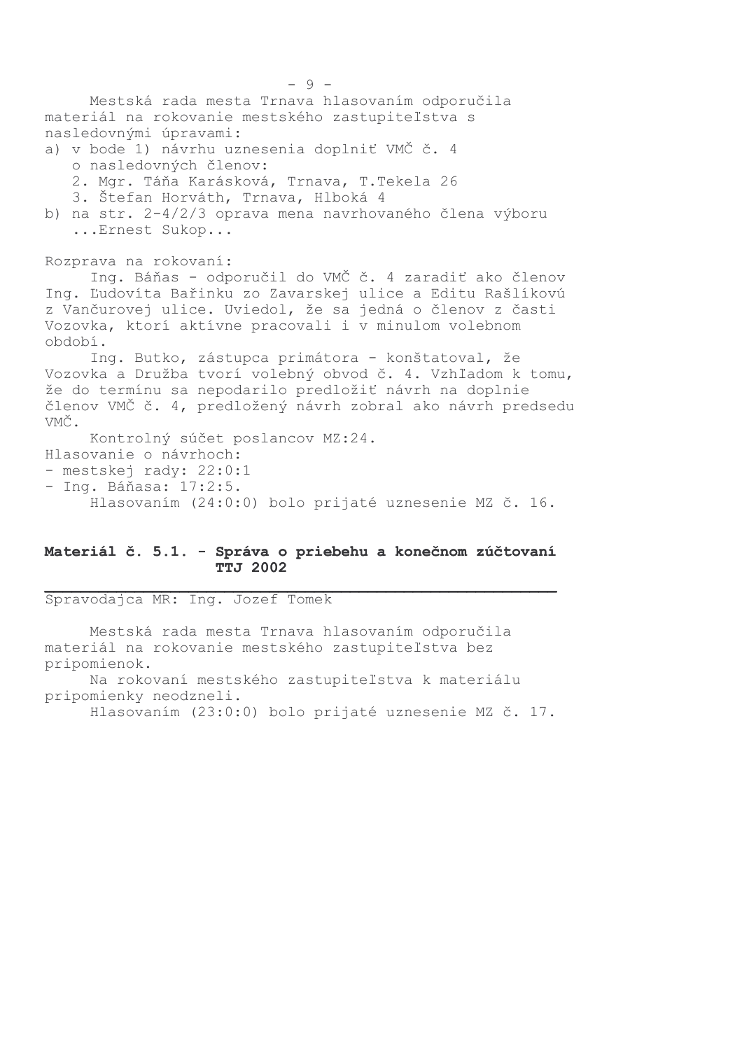Mestská rada mesta Trnava hlasovaním odporučila materiál na rokovanie mestského zastupiteľstva s nasledovnými úpravami:

a) v bode 1) návrhu uznesenia doplniť VMČ č. 4 o nasledovných členov:
   2. Mgr. Táňa Karásková, Trnava, T.Tekela 26
   3. Štefan Horváth, Trnava, Hlboká 4

b) na str. 2-4/2/3 oprava mena navrhovaného člena výboru ...Ernest Sukop...

Rozprava na rokovaní:

Ing. Báňas - odporučil do VMČ č. 4 zaradiť ako členov Ing. Ľudovíta Bařinku zo Zavarskej ulice a Editu Rašlíkovú z Vančurovej ulice. Uviedol, že sa jedná o členov z časti Vozovka, ktorí aktívne pracovali i v minulom volebnom období.

Ing. Butko, zástupca primátora - konštatoval, že Vozovka a Družba tvorí volebný obvod č. 4. Vzhľadom k tomu, že do termínu sa nepodarilo predložiť návrh na doplnie členov VMČ č. 4, predložený návrh zobral ako návrh predsedu VMČ.

Kontrolný súčet poslancov MZ:24.

Hlasovanie o návrhoch:
- mestskej rady: 22:0:1
- Ing. Báňasa: 17:2:5.

Hlasovaním (24:0:0) bolo prijaté uznesenie MZ č. 16.

## Materiál č. 5.1. - Správa o priebehu a konečnom zúčtovaní TTJ 2002

Spravodajca MR: Ing. Jozef Tomek

Mestská rada mesta Trnava hlasovaním odporučila materiál na rokovanie mestského zastupiteľstva bez pripomienok.

Na rokovaní mestského zastupiteľstva k materiálu pripomienky neodzneli.

Hlasovaním (23:0:0) bolo prijaté uznesenie MZ č. 17.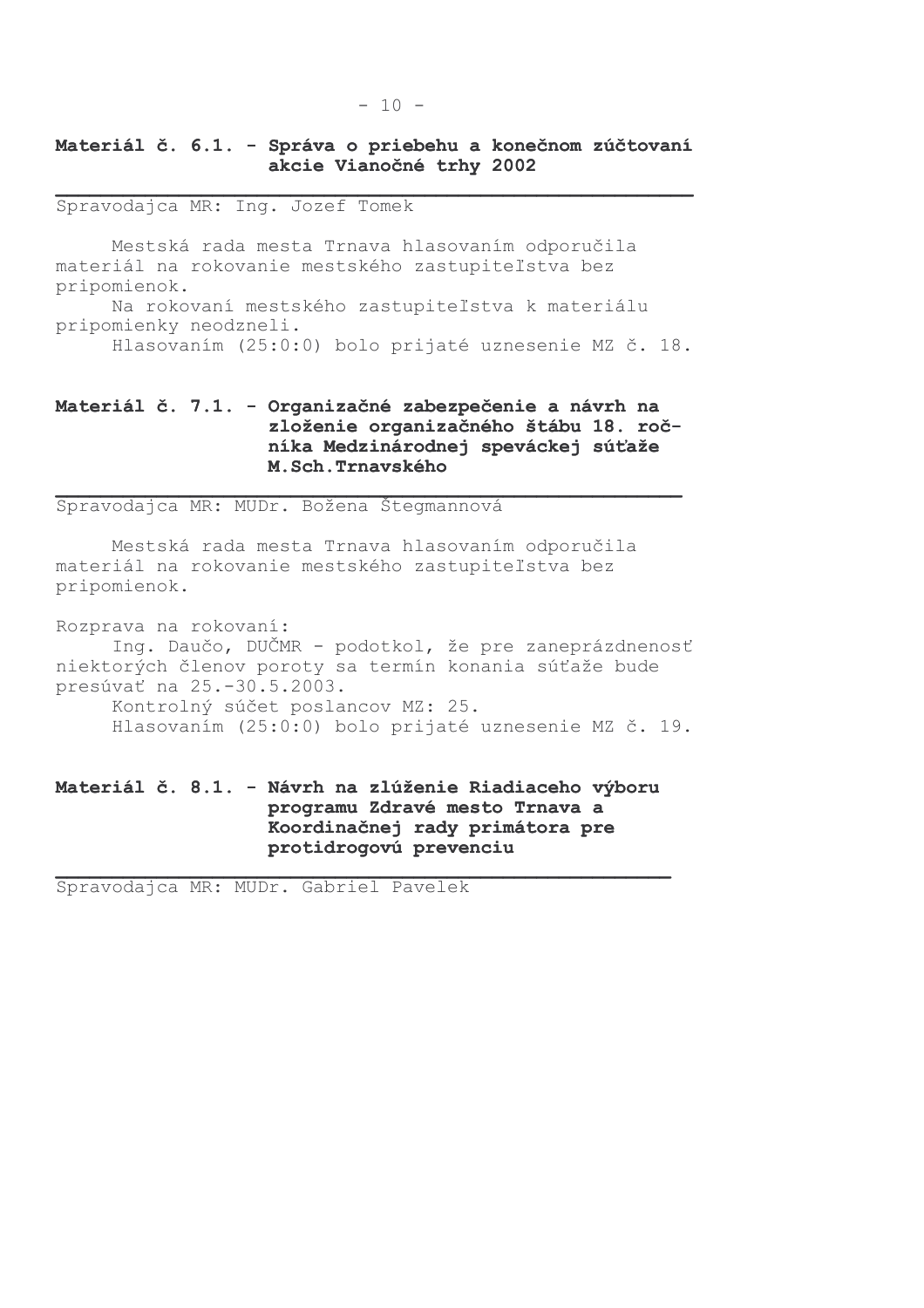**Materiál č. 6.1. - Správa o priebehu a konečnom zúčtovaní akcie Vianočné trhy 2002**

Spravodajca MR: Ing. Jozef Tomek

Mestská rada mesta Trnava hlasovaním odporučila materiál na rokovanie mestského zastupiteľstva bez pripomienok.

Na rokovaní mestského zastupiteľstva k materiálu pripomienky neodzneli.

Hlasovaním (25:0:0) bolo prijaté uznesenie MZ č. 18.

**Materiál č. 7.1. - Organizačné zabezpečenie a návrh na zloženie organizačného štábu 18. ročníka Medzinárodnej speváckej súťaže M.Sch.Trnavského**

Spravodajca MR: MUDr. Božena Štegmannová

Mestská rada mesta Trnava hlasovaním odporučila materiál na rokovanie mestského zastupiteľstva bez pripomienok.

Rozprava na rokovaní:

Ing. Daučo, DUČMR - podotkol, že pre zaneprázdnenosť niektorých členov poroty sa termín konania súťaže bude presúvať na 25.-30.5.2003.

Kontrolný súčet poslancov MZ: 25.

Hlasovaním (25:0:0) bolo prijaté uznesenie MZ č. 19.

**Materiál č. 8.1. - Návrh na zlúženie Riadiaceho výboru programu Zdravé mesto Trnava a Koordinačnej rady primátora pre protidrogovú prevenciu**

Spravodajca MR: MUDr. Gabriel Pavelek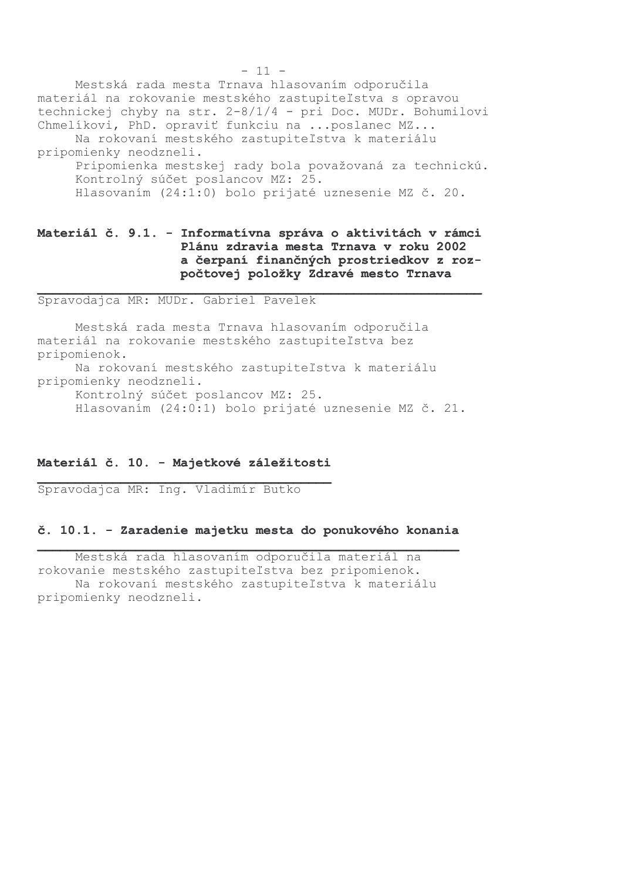Mestská rada mesta Trnava hlasovaním odporučila materiál na rokovanie mestského zastupiteľstva s opravou technickej chyby na str. 2-8/1/4 - pri Doc. MUDr. Bohumilovi Chmelíkovi, PhD. opraviť funkciu na ...poslanec MZ...

Na rokovaní mestského zastupiteľstva k materiálu pripomienky neodzneli.

Pripomienka mestskej rady bola považovaná za technickú.

Kontrolný súčet poslancov MZ: 25.

Hlasovaním (24:1:0) bolo prijaté uznesenie MZ č. 20.

**Materiál č. 9.1. - Informatívna správa o aktivitách v rámci Plánu zdravia mesta Trnava v roku 2002 a čerpaní finančných prostriedkov z rozpočtovej položky Zdravé mesto Trnava**

Spravodajca MR: MUDr. Gabriel Pavelek

Mestská rada mesta Trnava hlasovaním odporučila materiál na rokovanie mestského zastupiteľstva bez pripomienok.

Na rokovaní mestského zastupiteľstva k materiálu pripomienky neodzneli.

Kontrolný súčet poslancov MZ: 25.

Hlasovaním (24:0:1) bolo prijaté uznesenie MZ č. 21.

**Materiál č. 10. - Majetkové záležitosti**

Spravodajca MR: Ing. Vladimír Butko

**č. 10.1. - Zaradenie majetku mesta do ponukového konania**

Mestská rada hlasovaním odporučila materiál na rokovanie mestského zastupiteľstva bez pripomienok.

Na rokovaní mestského zastupiteľstva k materiálu pripomienky neodzneli.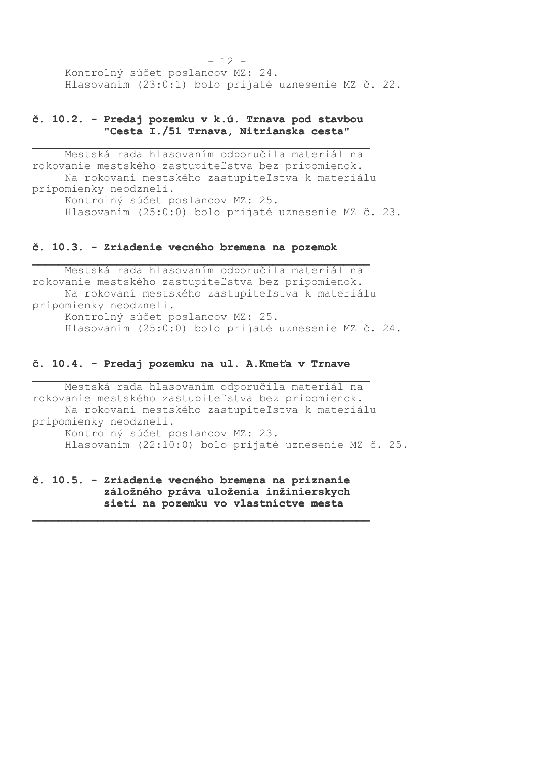Kontrolný súčet poslancov MZ: 24.
Hlasovaním (23:0:1) bolo prijaté uznesenie MZ č. 22.

**č. 10.2. - Predaj pozemku v k.ú. Trnava pod stavbou "Cesta I./51 Trnava, Nitrianska cesta"**

Mestská rada hlasovaním odporučila materiál na rokovanie mestského zastupiteľstva bez pripomienok.
Na rokovaní mestského zastupiteľstva k materiálu pripomienky neodzneli.
Kontrolný súčet poslancov MZ: 25.
Hlasovaním (25:0:0) bolo prijaté uznesenie MZ č. 23.

**č. 10.3. - Zriadenie vecného bremena na pozemok**

Mestská rada hlasovaním odporučila materiál na rokovanie mestského zastupiteľstva bez pripomienok.
Na rokovaní mestského zastupiteľstva k materiálu pripomienky neodzneli.
Kontrolný súčet poslancov MZ: 25.
Hlasovaním (25:0:0) bolo prijaté uznesenie MZ č. 24.

**č. 10.4. - Predaj pozemku na ul. A.Kmeťa v Trnave**

Mestská rada hlasovaním odporučila materiál na rokovanie mestského zastupiteľstva bez pripomienok.
Na rokovaní mestského zastupiteľstva k materiálu pripomienky neodzneli.
Kontrolný súčet poslancov MZ: 23.
Hlasovaním (22:10:0) bolo prijaté uznesenie MZ č. 25.

**č. 10.5. - Zriadenie vecného bremena na priznanie záložného práva uloženia inžinierskych sieti na pozemku vo vlastníctve mesta**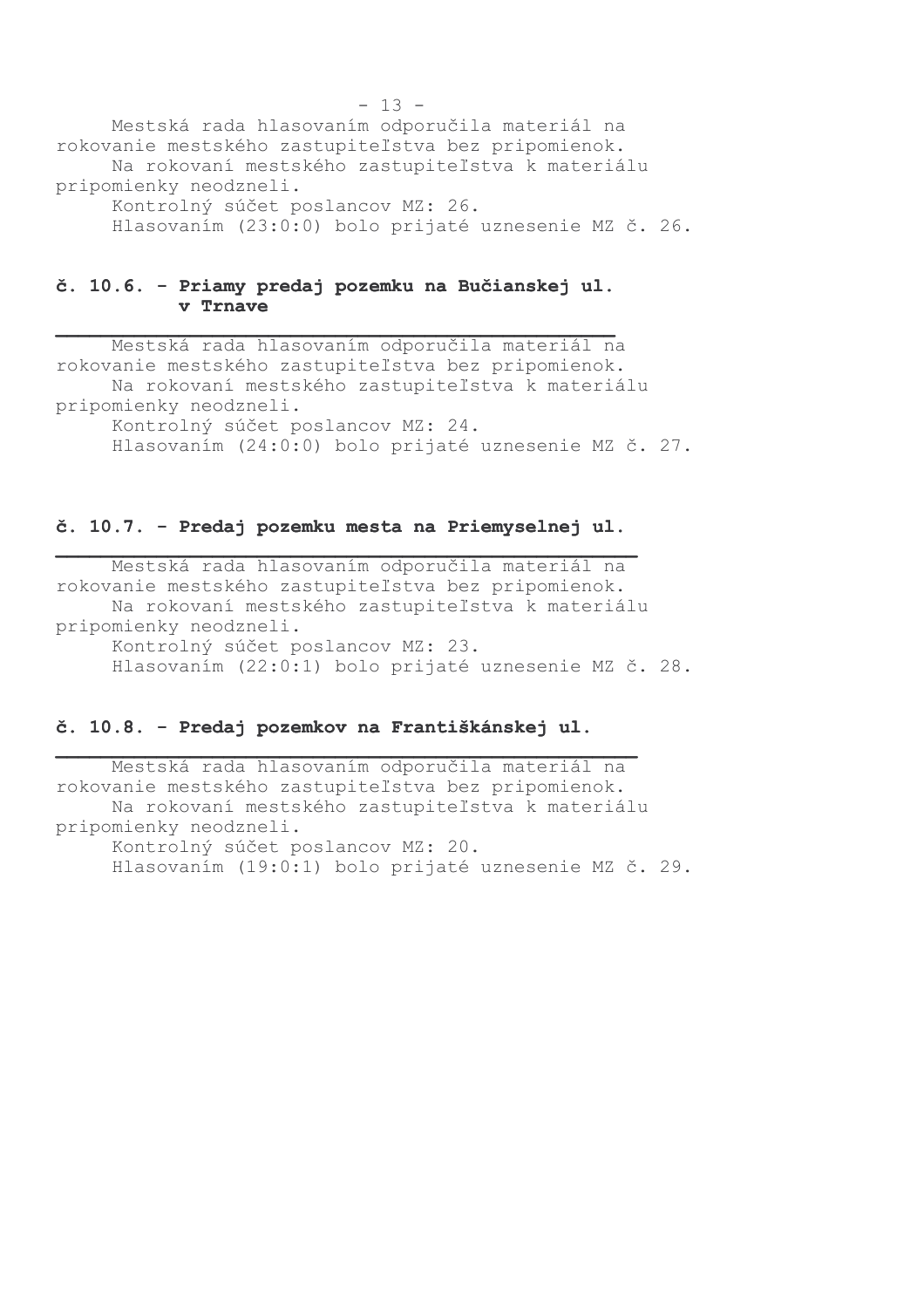Mestská rada hlasovaním odporučila materiál na rokovanie mestského zastupiteľstva bez pripomienok.
Na rokovaní mestského zastupiteľstva k materiálu pripomienky neodzneli.
Kontrolný súčet poslancov MZ: 26.
Hlasovaním (23:0:0) bolo prijaté uznesenie MZ č. 26.

## č. 10.6. - Priamy predaj pozemku na Bučianskej ul. v Trnave

Mestská rada hlasovaním odporučila materiál na rokovanie mestského zastupiteľstva bez pripomienok.
Na rokovaní mestského zastupiteľstva k materiálu pripomienky neodzneli.
Kontrolný súčet poslancov MZ: 24.
Hlasovaním (24:0:0) bolo prijaté uznesenie MZ č. 27.

## č. 10.7. - Predaj pozemku mesta na Priemyselnej ul.

Mestská rada hlasovaním odporučila materiál na rokovanie mestského zastupiteľstva bez pripomienok.
Na rokovaní mestského zastupiteľstva k materiálu pripomienky neodzneli.
Kontrolný súčet poslancov MZ: 23.
Hlasovaním (22:0:1) bolo prijaté uznesenie MZ č. 28.

## č. 10.8. - Predaj pozemkov na Františkánskej ul.

Mestská rada hlasovaním odporučila materiál na rokovanie mestského zastupiteľstva bez pripomienok.
Na rokovaní mestského zastupiteľstva k materiálu pripomienky neodzneli.
Kontrolný súčet poslancov MZ: 20.
Hlasovaním (19:0:1) bolo prijaté uznesenie MZ č. 29.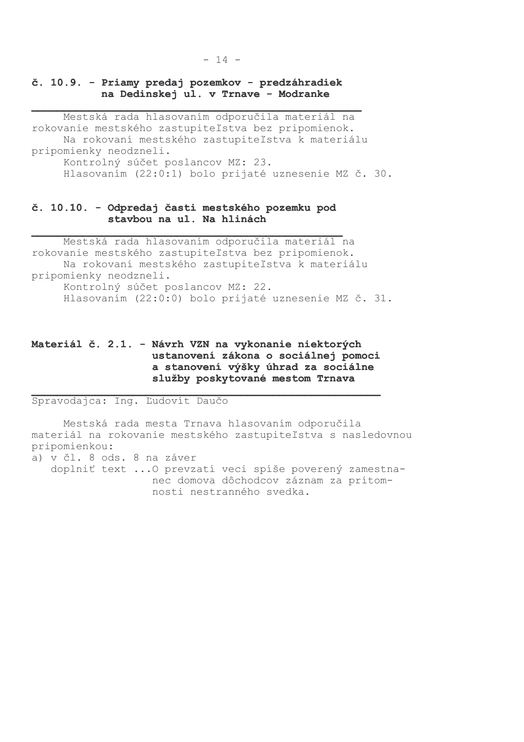**č. 10.9. - Priamy predaj pozemkov - predzáhradiek na Dedinskej ul. v Trnave - Modranke**

Mestská rada hlasovaním odporučila materiál na rokovanie mestského zastupiteľstva bez pripomienok.
Na rokovaní mestského zastupiteľstva k materiálu pripomienky neodzneli.
Kontrolný súčet poslancov MZ: 23.
Hlasovaním (22:0:1) bolo prijaté uznesenie MZ č. 30.

**č. 10.10. - Odpredaj časti mestského pozemku pod stavbou na ul. Na hlinách**

Mestská rada hlasovaním odporučila materiál na rokovanie mestského zastupiteľstva bez pripomienok.
Na rokovaní mestského zastupiteľstva k materiálu pripomienky neodzneli.
Kontrolný súčet poslancov MZ: 22.
Hlasovaním (22:0:0) bolo prijaté uznesenie MZ č. 31.

**Materiál č. 2.1. - Návrh VZN na vykonanie niektorých ustanovení zákona o sociálnej pomoci a stanovení výšky úhrad za sociálne služby poskytované mestom Trnava**

Spravodajca: Ing. Ľudovít Daučo

Mestská rada mesta Trnava hlasovaním odporučila materiál na rokovanie mestského zastupiteľstva s nasledovnou pripomienkou:

a) v čl. 8 ods. 8 na záver
   doplniť text ...O prevzatí veci spíše poverený zamestnanec domova dôchodcov záznam za prítomnosti nestranného svedka.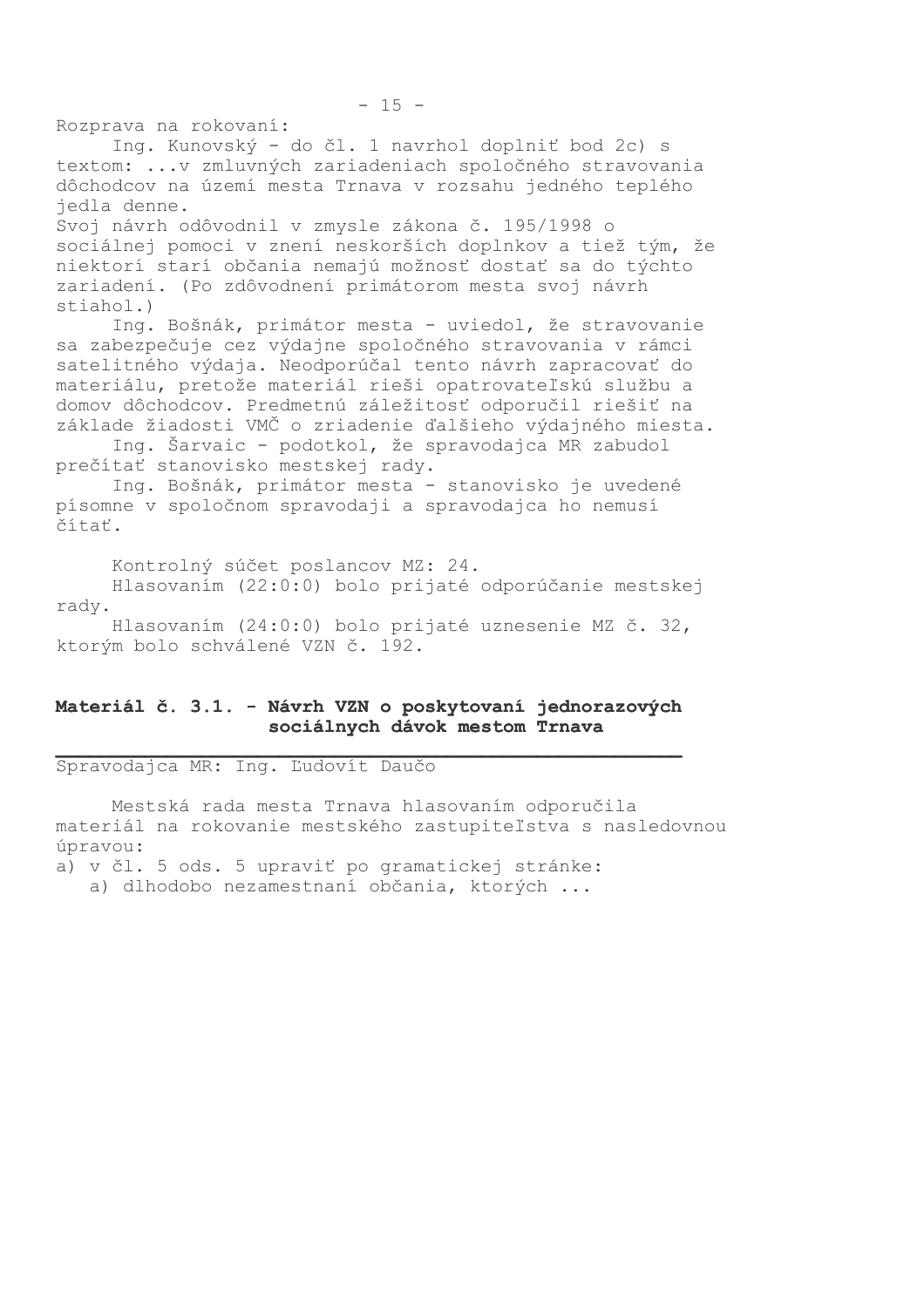Rozprava na rokovaní:

Ing. Kunovský - do čl. 1 navrhol doplniť bod 2c) s textom: ...v zmluvných zariadeniach spoločného stravovania dôchodcov na území mesta Trnava v rozsahu jedného teplého jedla denne.

Svoj návrh odôvodnil v zmysle zákona č. 195/1998 o sociálnej pomoci v znení neskorších doplnkov a tiež tým, že niektorí starí občania nemajú možnosť dostať sa do týchto zariadení. (Po zdôvodnení primátorom mesta svoj návrh stiahol.)

Ing. Bošnák, primátor mesta - uviedol, že stravovanie sa zabezpečuje cez výdajne spoločného stravovania v rámci satelitného výdaja. Neodporúčal tento návrh zapracovať do materiálu, pretože materiál rieši opatrovateľskú službu a domov dôchodcov. Predmetnú záležitosť odporučil riešiť na základe žiadosti VMČ o zriadenie ďalšieho výdajného miesta.

Ing. Šarvaic - podotkol, že spravodajca MR zabudol prečítať stanovisko mestskej rady.

Ing. Bošnák, primátor mesta - stanovisko je uvedené písomne v spoločnom spravodaji a spravodajca ho nemusí čítať.

Kontrolný súčet poslancov MZ: 24.

Hlasovaním (22:0:0) bolo prijaté odporúčanie mestskej rady.

Hlasovaním (24:0:0) bolo prijaté uznesenie MZ č. 32, ktorým bolo schválené VZN č. 192.

**Materiál č. 3.1. - Návrh VZN o poskytovaní jednorazových sociálnych dávok mestom Trnava**

Spravodajca MR: Ing. Ľudovít Daučo

Mestská rada mesta Trnava hlasovaním odporučila materiál na rokovanie mestského zastupiteľstva s nasledovnou úpravou:

a) v čl. 5 ods. 5 upraviť po gramatickej stránke:
   a) dlhodobo nezamestnaní občania, ktorých ...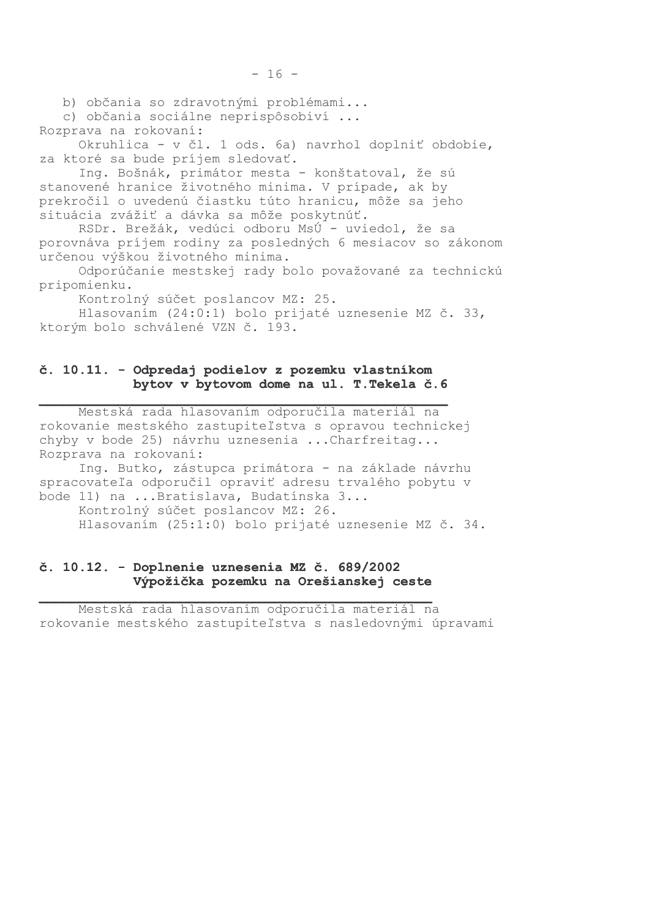b) občania so zdravotnými problémami...

c) občania sociálne neprispôsobiví ...

Rozprava na rokovaní:

Okruhlica - v čl. 1 ods. 6a) navrhol doplniť obdobie, za ktoré sa bude príjem sledovať.

Ing. Bošnák, primátor mesta - konštatoval, že sú stanovené hranice životného minima. V prípade, ak by prekročil o uvedenú čiastku túto hranicu, môže sa jeho situácia zvážiť a dávka sa môže poskytnúť.

RSDr. Brežák, vedúci odboru MsÚ - uviedol, že sa porovnáva príjem rodiny za posledných 6 mesiacov so zákonom určenou výškou životného minima.

Odporúčanie mestskej rady bolo považované za technickú pripomienku.

Kontrolný súčet poslancov MZ: 25.

Hlasovaním (24:0:1) bolo prijaté uznesenie MZ č. 33, ktorým bolo schválené VZN č. 193.

## č. 10.11. - Odpredaj podielov z pozemku vlastníkom bytov v bytovom dome na ul. T.Tekela č.6

Mestská rada hlasovaním odporučila materiál na rokovanie mestského zastupiteľstva s opravou technickej chyby v bode 25) návrhu uznesenia ...Charfreitag...

Rozprava na rokovaní:

Ing. Butko, zástupca primátora - na základe návrhu spracovateľa odporučil opraviť adresu trvalého pobytu v bode 11) na ...Bratislava, Budatínska 3...

Kontrolný súčet poslancov MZ: 26.

Hlasovaním (25:1:0) bolo prijaté uznesenie MZ č. 34.

## č. 10.12. - Doplnenie uznesenia MZ č. 689/2002 Výpožička pozemku na Orešianskej ceste

Mestská rada hlasovaním odporučila materiál na rokovanie mestského zastupiteľstva s nasledovnými úpravami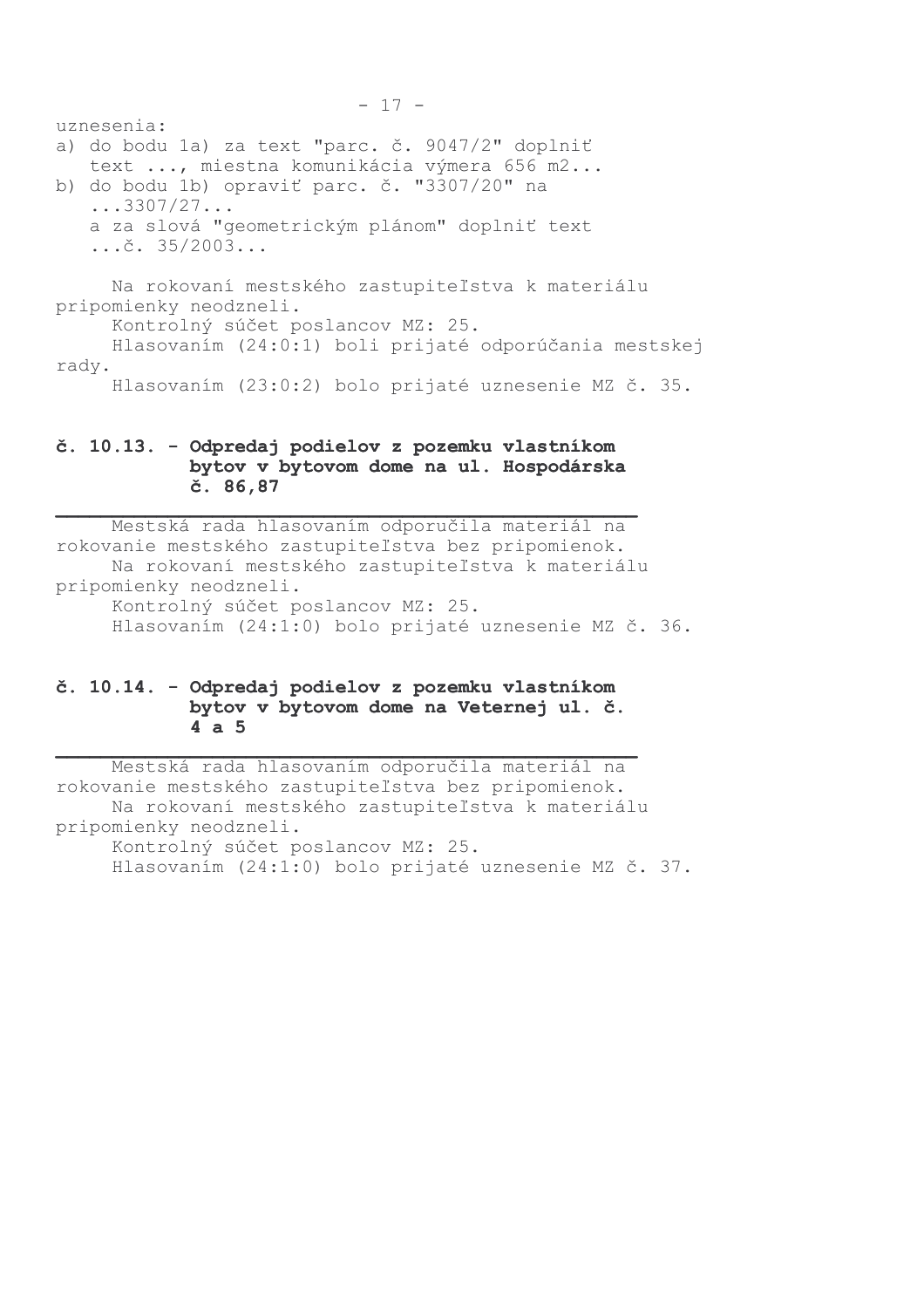uznesenia:
a) do bodu 1a) za text "parc. č. 9047/2" doplniť text ..., miestna komunikácia výmera 656 m2...
b) do bodu 1b) opraviť parc. č. "3307/20" na ...3307/27...
a za slová "geometrickým plánom" doplniť text ...č. 35/2003...

Na rokovaní mestského zastupiteľstva k materiálu pripomienky neodzneli.
Kontrolný súčet poslancov MZ: 25.
Hlasovaním (24:0:1) boli prijaté odporúčania mestskej rady.
Hlasovaním (23:0:2) bolo prijaté uznesenie MZ č. 35.

## č. 10.13. - Odpredaj podielov z pozemku vlastníkom bytov v bytovom dome na ul. Hospodárska č. 86,87

Mestská rada hlasovaním odporučila materiál na rokovanie mestského zastupiteľstva bez pripomienok.
Na rokovaní mestského zastupiteľstva k materiálu pripomienky neodzneli.
Kontrolný súčet poslancov MZ: 25.
Hlasovaním (24:1:0) bolo prijaté uznesenie MZ č. 36.

## č. 10.14. - Odpredaj podielov z pozemku vlastníkom bytov v bytovom dome na Veternej ul. č. 4 a 5

Mestská rada hlasovaním odporučila materiál na rokovanie mestského zastupiteľstva bez pripomienok.
Na rokovaní mestského zastupiteľstva k materiálu pripomienky neodzneli.
Kontrolný súčet poslancov MZ: 25.
Hlasovaním (24:1:0) bolo prijaté uznesenie MZ č. 37.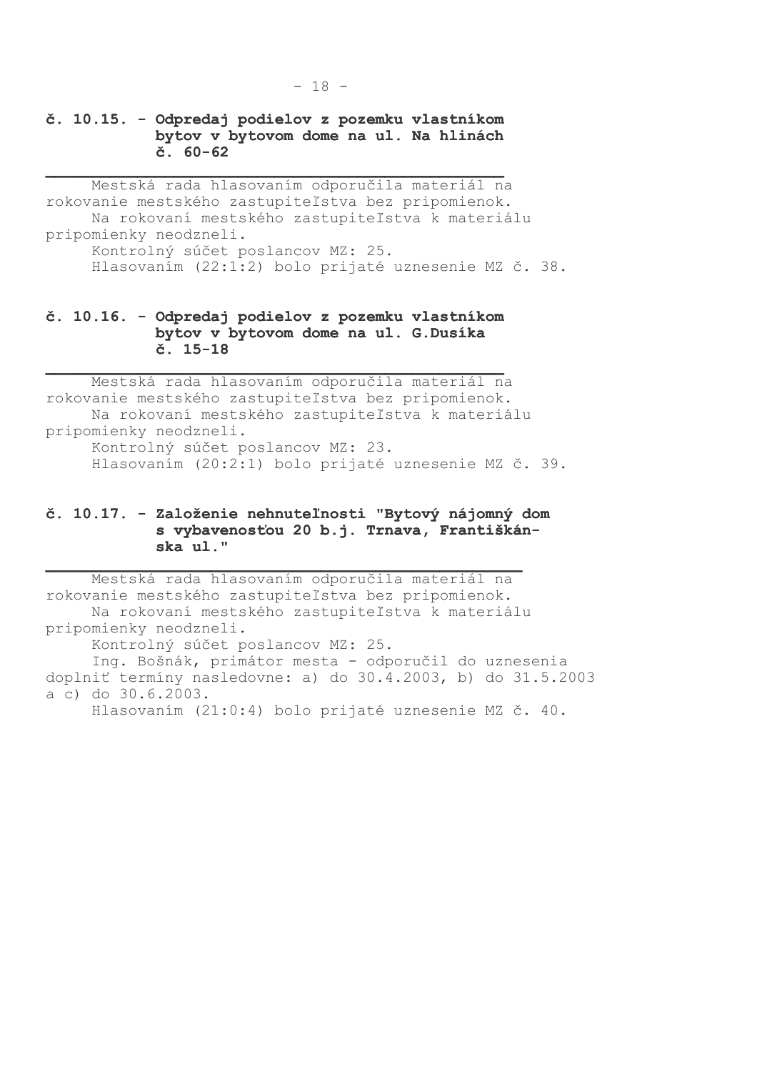### č. 10.15. - Odpredaj podielov z pozemku vlastníkom bytov v bytovom dome na ul. Na hlinách č. 60-62

Mestská rada hlasovaním odporučila materiál na rokovanie mestského zastupiteľstva bez pripomienok.

Na rokovaní mestského zastupiteľstva k materiálu pripomienky neodzneli.

Kontrolný súčet poslancov MZ: 25.

Hlasovaním (22:1:2) bolo prijaté uznesenie MZ č. 38.

### č. 10.16. - Odpredaj podielov z pozemku vlastníkom bytov v bytovom dome na ul. G.Dusíka č. 15-18

Mestská rada hlasovaním odporučila materiál na rokovanie mestského zastupiteľstva bez pripomienok.

Na rokovaní mestského zastupiteľstva k materiálu pripomienky neodzneli.

Kontrolný súčet poslancov MZ: 23.

Hlasovaním (20:2:1) bolo prijaté uznesenie MZ č. 39.

### č. 10.17. - Založenie nehnuteľnosti "Bytový nájomný dom s vybavenosťou 20 b.j. Trnava, Františkánska ul."

Mestská rada hlasovaním odporučila materiál na rokovanie mestského zastupiteľstva bez pripomienok.

Na rokovaní mestského zastupiteľstva k materiálu pripomienky neodzneli.

Kontrolný súčet poslancov MZ: 25.

Ing. Bošnák, primátor mesta - odporučil do uznesenia doplniť termíny nasledovne: a) do 30.4.2003, b) do 31.5.2003 a c) do 30.6.2003.

Hlasovaním (21:0:4) bolo prijaté uznesenie MZ č. 40.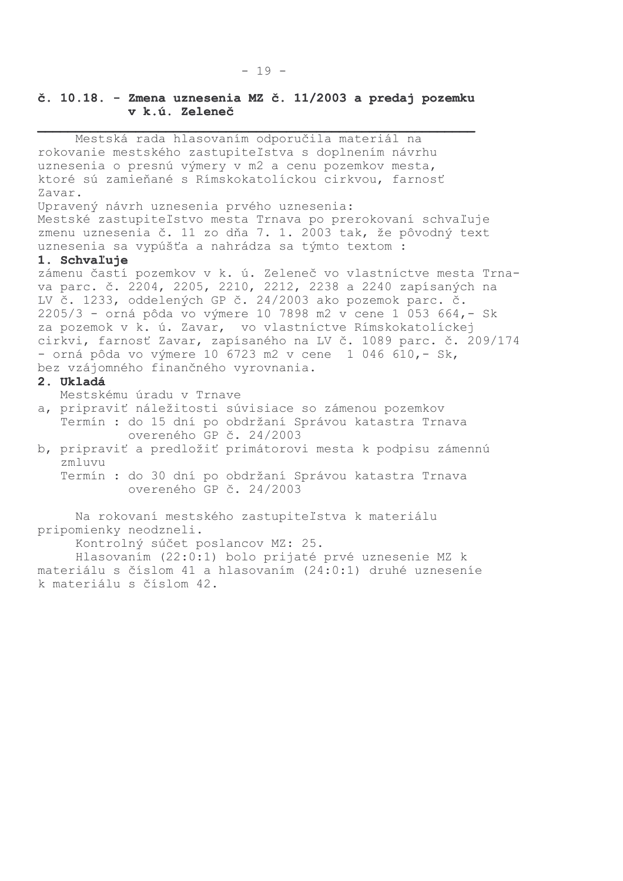## č. 10.18. - Zmena uznesenia MZ č. 11/2003 a predaj pozemku v k.ú. Zeleneč

Mestská rada hlasovaním odporučila materiál na rokovanie mestského zastupiteľstva s doplnením návrhu uznesenia o presnú výmery v m2 a cenu pozemkov mesta, ktoré sú zamieňané s Rímskokatolíckou cirkvou, farnosť Zavar.

Upravený návrh uznesenia prvého uznesenia:
Mestské zastupiteľstvo mesta Trnava po prerokovaní schvaľuje zmenu uznesenia č. 11 zo dňa 7. 1. 2003 tak, že pôvodný text uznesenia sa vypúšťa a nahrádza sa týmto textom :

**1. Schvaľuje**

zámenu častí pozemkov v k. ú. Zeleneč vo vlastníctve mesta Trnava parc. č. 2204, 2205, 2210, 2212, 2238 a 2240 zapísaných na LV č. 1233, oddelených GP č. 24/2003 ako pozemok parc. č. 2205/3 - orná pôda vo výmere 10 7898 m2 v cene 1 053 664,- Sk za pozemok v k. ú. Zavar, vo vlastníctve Rímskokatolíckej cirkvi, farnosť Zavar, zapísaného na LV č. 1089 parc. č. 209/174 - orná pôda vo výmere 10 6723 m2 v cene 1 046 610,- Sk, bez vzájomného finančného vyrovnania.

**2. Ukladá**

Mestskému úradu v Trnave

a, pripraviť náležitosti súvisiace so zámenou pozemkov
Termín : do 15 dní po obdržaní Správou katastra Trnava overeného GP č. 24/2003

b, pripraviť a predložiť primátorovi mesta k podpisu zámennú zmluvu
Termín : do 30 dní po obdržaní Správou katastra Trnava overeného GP č. 24/2003

Na rokovaní mestského zastupiteľstva k materiálu pripomienky neodzneli.

Kontrolný súčet poslancov MZ: 25.

Hlasovaním (22:0:1) bolo prijaté prvé uznesenie MZ k materiálu s číslom 41 a hlasovaním (24:0:1) druhé uznesenie k materiálu s číslom 42.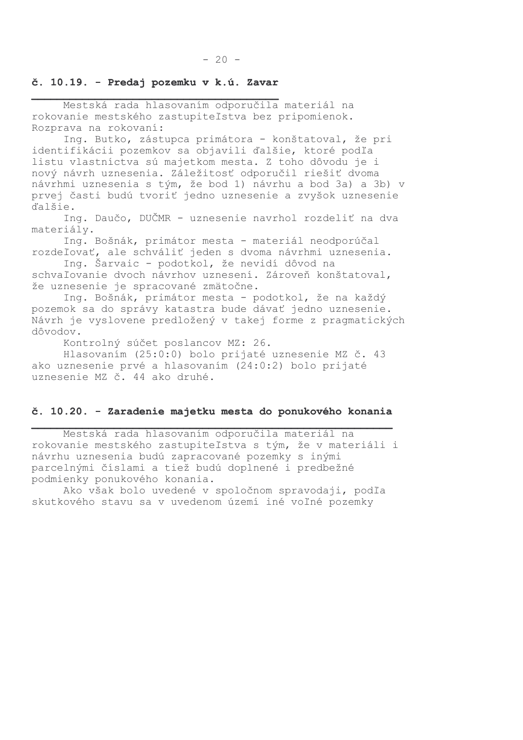## č. 10.19. - Predaj pozemku v k.ú. Zavar

Mestská rada hlasovaním odporučila materiál na rokovanie mestského zastupiteľstva bez pripomienok.
Rozprava na rokovaní:

Ing. Butko, zástupca primátora - konštatoval, že pri identifikácii pozemkov sa objavili ďalšie, ktoré podľa listu vlastníctva sú majetkom mesta. Z toho dôvodu je i nový návrh uznesenia. Záležitosť odporučil riešiť dvoma návrhmi uznesenia s tým, že bod 1) návrhu a bod 3a) a 3b) v prvej časti budú tvoriť jedno uznesenie a zvyšok uznesenie ďalšie.

Ing. Daučo, DUČMR - uznesenie navrhol rozdeliť na dva materiály.

Ing. Bošnák, primátor mesta - materiál neodporúčal rozdeľovať, ale schváliť jeden s dvoma návrhmi uznesenia.

Ing. Šarvaic - podotkol, že nevidí dôvod na schvaľovanie dvoch návrhov uznesení. Zároveň konštatoval, že uznesenie je spracované zmätočne.

Ing. Bošnák, primátor mesta - podotkol, že na každý pozemok sa do správy katastra bude dávať jedno uznesenie. Návrh je vyslovene predložený v takej forme z pragmatických dôvodov.

Kontrolný súčet poslancov MZ: 26.

Hlasovaním (25:0:0) bolo prijaté uznesenie MZ č. 43 ako uznesenie prvé a hlasovaním (24:0:2) bolo prijaté uznesenie MZ č. 44 ako druhé.

## č. 10.20. - Zaradenie majetku mesta do ponukového konania

Mestská rada hlasovaním odporučila materiál na rokovanie mestského zastupiteľstva s tým, že v materiáli i návrhu uznesenia budú zapracované pozemky s inými parcelnými číslami a tiež budú doplnené i predbežné podmienky ponukového konania.

Ako však bolo uvedené v spoločnom spravodaji, podľa skutkového stavu sa v uvedenom území iné voľné pozemky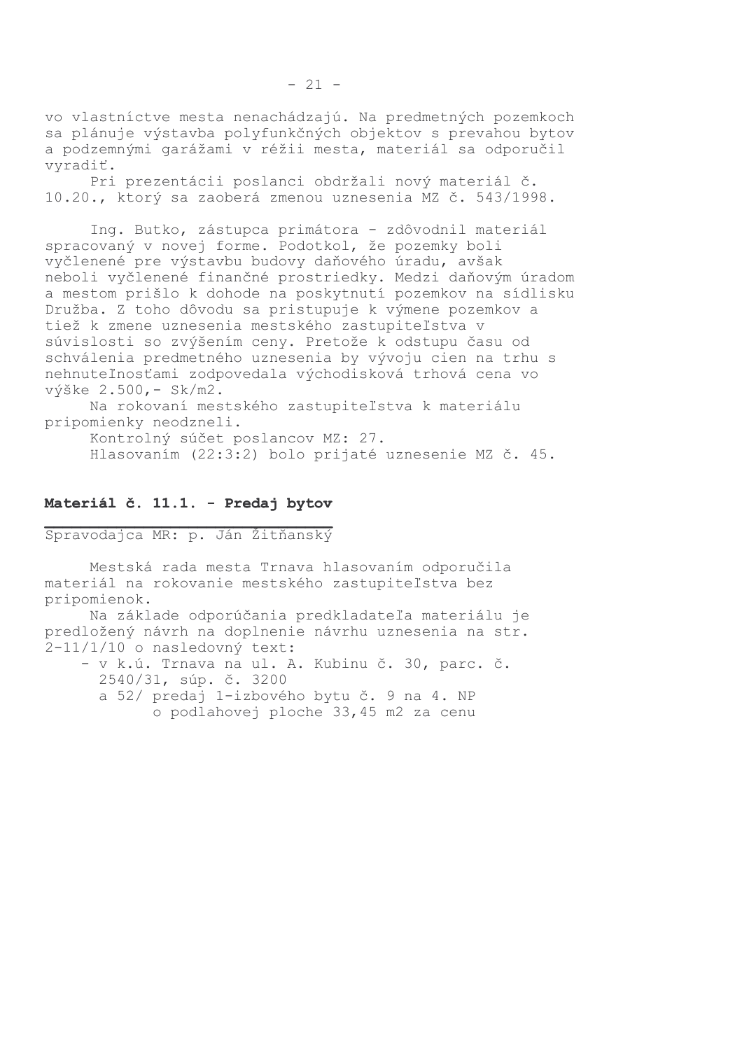vo vlastníctve mesta nenachádzajú. Na predmetných pozemkoch sa plánuje výstavba polyfunkčných objektov s prevahou bytov a podzemnými garážami v réžii mesta, materiál sa odporučil vyradiť.

Pri prezentácii poslanci obdržali nový materiál č. 10.20., ktorý sa zaoberá zmenou uznesenia MZ č. 543/1998.

Ing. Butko, zástupca primátora - zdôvodnil materiál spracovaný v novej forme. Podotkol, že pozemky boli vyčlenené pre výstavbu budovy daňového úradu, avšak neboli vyčlenené finančné prostriedky. Medzi daňovým úradom a mestom prišlo k dohode na poskytnutí pozemkov na sídlisku Družba. Z toho dôvodu sa pristupuje k výmene pozemkov a tiež k zmene uznesenia mestského zastupiteľstva v súvislosti so zvýšením ceny. Pretože k odstupu času od schválenia predmetného uznesenia by vývoju cien na trhu s nehnuteľnosťami zodpovedala východisková trhová cena vo výške 2.500,- Sk/m2.

Na rokovaní mestského zastupiteľstva k materiálu pripomienky neodzneli.

Kontrolný súčet poslancov MZ: 27.

Hlasovaním (22:3:2) bolo prijaté uznesenie MZ č. 45.

## Materiál č. 11.1. - Predaj bytov

Spravodajca MR: p. Ján Žitňanský

Mestská rada mesta Trnava hlasovaním odporučila materiál na rokovanie mestského zastupiteľstva bez pripomienok.

Na základe odporúčania predkladateľa materiálu je predložený návrh na doplnenie návrhu uznesenia na str. 2-11/1/10 o nasledovný text:

- v k.ú. Trnava na ul. A. Kubinu č. 30, parc. č. 2540/31, súp. č. 3200
  a 52/ predaj 1-izbového bytu č. 9 na 4. NP
  o podlahovej ploche 33,45 m2 za cenu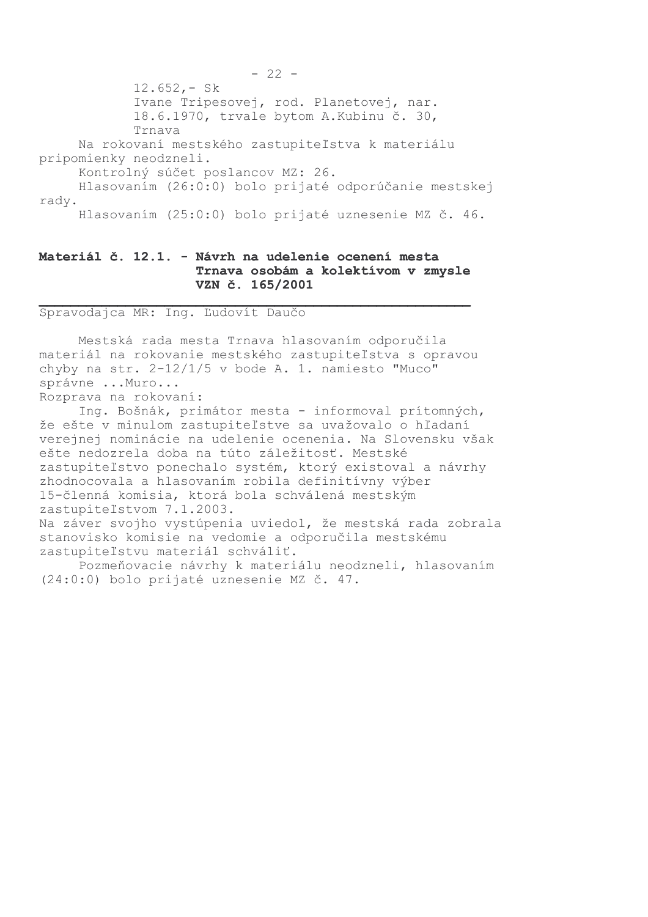12.652,- Sk
Ivane Tripesovej, rod. Planetovej, nar. 18.6.1970, trvale bytom A.Kubinu č. 30, Trnava

Na rokovaní mestského zastupiteľstva k materiálu pripomienky neodzneli.

Kontrolný súčet poslancov MZ: 26.

Hlasovaním (26:0:0) bolo prijaté odporúčanie mestskej rady.

Hlasovaním (25:0:0) bolo prijaté uznesenie MZ č. 46.

**Materiál č. 12.1. - Návrh na udelenie ocenení mesta Trnava osobám a kolektívom v zmysle VZN č. 165/2001**

Spravodajca MR: Ing. Ľudovít Daučo

Mestská rada mesta Trnava hlasovaním odporučila materiál na rokovanie mestského zastupiteľstva s opravou chyby na str. 2-12/1/5 v bode A. 1. namiesto "Muco" správne ...Muro...

Rozprava na rokovaní:

Ing. Bošnák, primátor mesta - informoval prítomných, že ešte v minulom zastupiteľstve sa uvažovalo o hľadaní verejnej nominácie na udelenie ocenenia. Na Slovensku však ešte nedozrela doba na túto záležitosť. Mestské zastupiteľstvo ponechalo systém, ktorý existoval a návrhy zhodnocovala a hlasovaním robila definitívny výber 15-členná komisia, ktorá bola schválená mestským zastupiteľstvom 7.1.2003.

Na záver svojho vystúpenia uviedol, že mestská rada zobrala stanovisko komisie na vedomie a odporučila mestskému zastupiteľstvu materiál schváliť.

Pozmeňovacie návrhy k materiálu neodzneli, hlasovaním (24:0:0) bolo prijaté uznesenie MZ č. 47.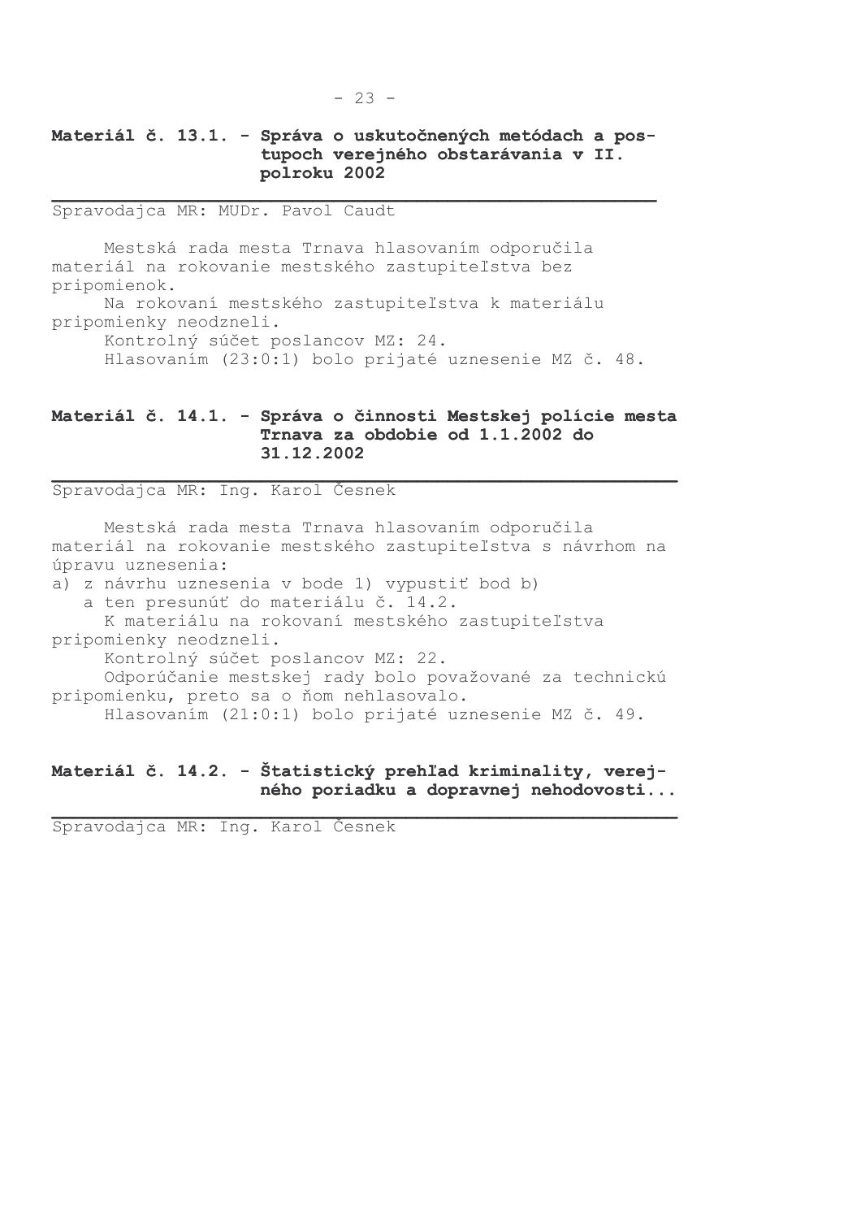**Materiál č. 13.1. - Správa o uskutočnených metódach a postupoch verejného obstarávania v II. polroku 2002**

Spravodajca MR: MUDr. Pavol Caudt

Mestská rada mesta Trnava hlasovaním odporučila materiál na rokovanie mestského zastupiteľstva bez pripomienok.

Na rokovaní mestského zastupiteľstva k materiálu pripomienky neodzneli.

Kontrolný súčet poslancov MZ: 24.

Hlasovaním (23:0:1) bolo prijaté uznesenie MZ č. 48.

**Materiál č. 14.1. - Správa o činnosti Mestskej polície mesta Trnava za obdobie od 1.1.2002 do 31.12.2002**

Spravodajca MR: Ing. Karol Česnek

Mestská rada mesta Trnava hlasovaním odporučila materiál na rokovanie mestského zastupiteľstva s návrhom na úpravu uznesenia:

a) z návrhu uznesenia v bode 1) vypustiť bod b)
   a ten presunúť do materiálu č. 14.2.

K materiálu na rokovaní mestského zastupiteľstva pripomienky neodzneli.

Kontrolný súčet poslancov MZ: 22.

Odporúčanie mestskej rady bolo považované za technickú pripomienku, preto sa o ňom nehlasovalo.

Hlasovaním (21:0:1) bolo prijaté uznesenie MZ č. 49.

**Materiál č. 14.2. - Štatistický prehľad kriminality, verejného poriadku a dopravnej nehodovosti...**

Spravodajca MR: Ing. Karol Česnek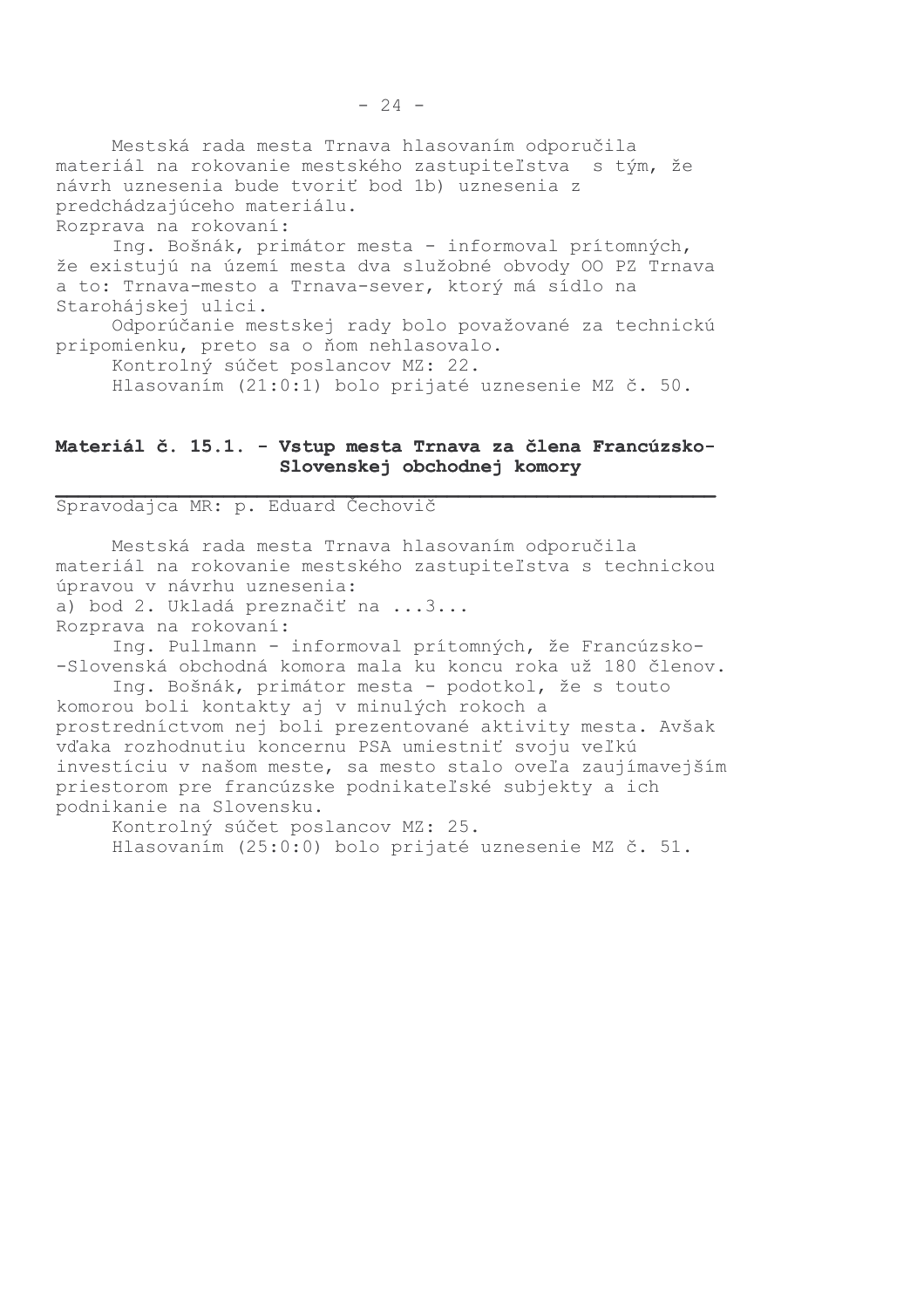Mestská rada mesta Trnava hlasovaním odporučila materiál na rokovanie mestského zastupiteľstva s tým, že návrh uznesenia bude tvoriť bod 1b) uznesenia z predchádzajúceho materiálu.

Rozprava na rokovaní:

Ing. Bošnák, primátor mesta - informoval prítomných, že existujú na území mesta dva služobné obvody OO PZ Trnava a to: Trnava-mesto a Trnava-sever, ktorý má sídlo na Starohájskej ulici.

Odporúčanie mestskej rady bolo považované za technickú pripomienku, preto sa o ňom nehlasovalo.

Kontrolný súčet poslancov MZ: 22.

Hlasovaním (21:0:1) bolo prijaté uznesenie MZ č. 50.

## Materiál č. 15.1. - Vstup mesta Trnava za člena Francúzsko-Slovenskej obchodnej komory

Spravodajca MR: p. Eduard Čechovič

Mestská rada mesta Trnava hlasovaním odporučila materiál na rokovanie mestského zastupiteľstva s technickou úpravou v návrhu uznesenia:

a) bod 2. Ukladá preznačiť na ...3...

Rozprava na rokovaní:

Ing. Pullmann - informoval prítomných, že Francúzsko--Slovenská obchodná komora mala ku koncu roka už 180 členov.

Ing. Bošnák, primátor mesta - podotkol, že s touto komorou boli kontakty aj v minulých rokoch a prostredníctvom nej boli prezentované aktivity mesta. Avšak vďaka rozhodnutiu koncernu PSA umiestniť svoju veľkú investíciu v našom meste, sa mesto stalo oveľa zaujímavejším priestorom pre francúzske podnikateľské subjekty a ich podnikanie na Slovensku.

Kontrolný súčet poslancov MZ: 25.

Hlasovaním (25:0:0) bolo prijaté uznesenie MZ č. 51.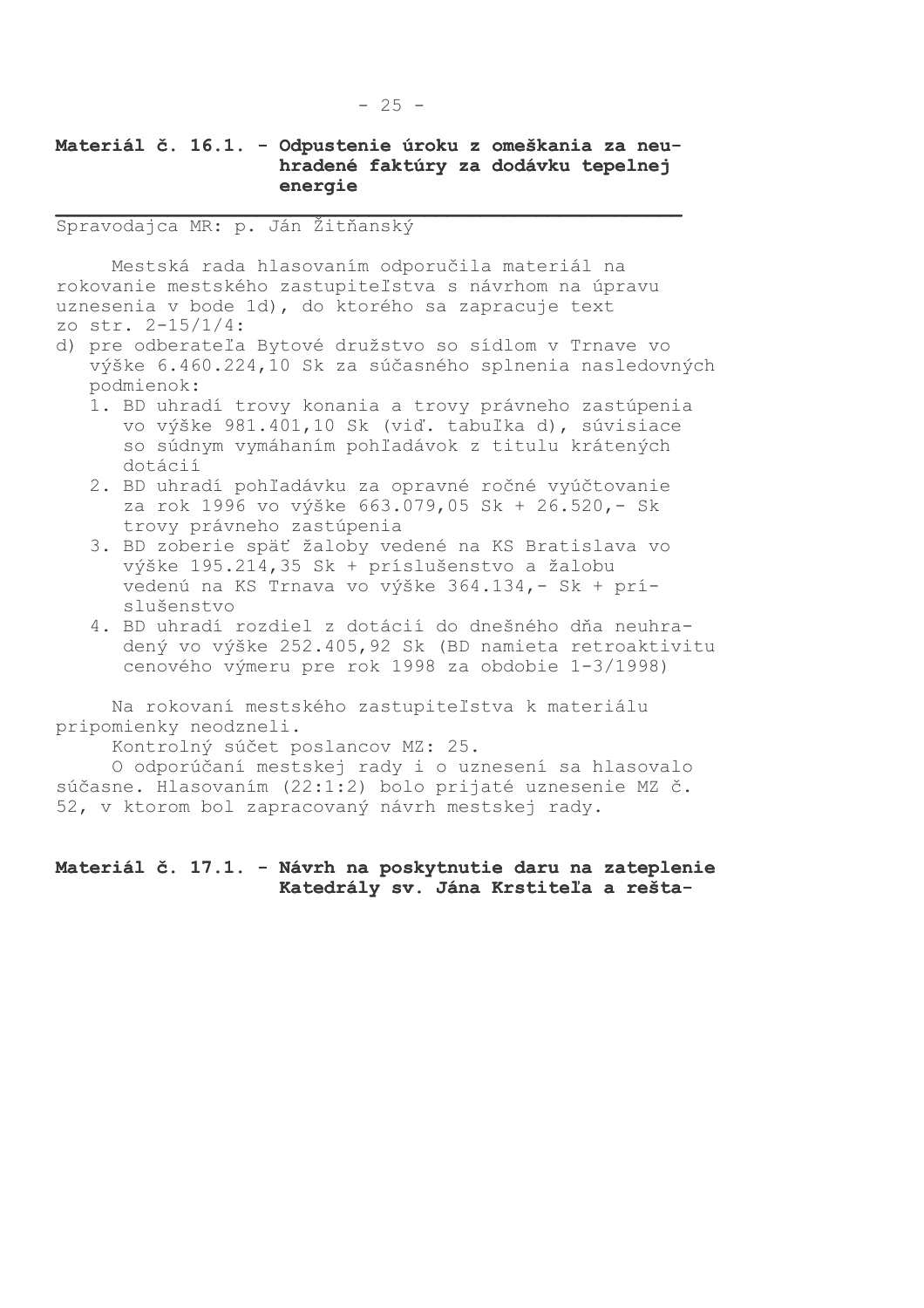**Materiál č. 16.1. - Odpustenie úroku z omeškania za neuhradené faktúry za dodávku tepelnej energie**

Spravodajca MR: p. Ján Žitňanský

Mestská rada hlasovaním odporučila materiál na rokovanie mestského zastupiteľstva s návrhom na úpravu uznesenia v bode 1d), do ktorého sa zapracuje text zo str. 2-15/1/4:

d) pre odberateľa Bytové družstvo so sídlom v Trnave vo výške 6.460.224,10 Sk za súčasného splnenia nasledovných podmienok:
   1. BD uhradí trovy konania a trovy právneho zastúpenia vo výške 981.401,10 Sk (viď. tabuľka d), súvisiace so súdnym vymáhaním pohľadávok z titulu krátených dotácií
   2. BD uhradí pohľadávku za opravné ročné vyúčtovanie za rok 1996 vo výške 663.079,05 Sk + 26.520,- Sk trovy právneho zastúpenia
   3. BD zoberie späť žaloby vedené na KS Bratislava vo výške 195.214,35 Sk + príslušenstvo a žalobu vedenú na KS Trnava vo výške 364.134,- Sk + príslušenstvo
   4. BD uhradí rozdiel z dotácií do dnešného dňa neuhradený vo výške 252.405,92 Sk (BD namieta retroaktivitu cenového výmeru pre rok 1998 za obdobie 1-3/1998)

Na rokovaní mestského zastupiteľstva k materiálu pripomienky neodzneli.

Kontrolný súčet poslancov MZ: 25.

O odporúčaní mestskej rady i o uznesení sa hlasovalo súčasne. Hlasovaním (22:1:2) bolo prijaté uznesenie MZ č. 52, v ktorom bol zapracovaný návrh mestskej rady.

**Materiál č. 17.1. - Návrh na poskytnutie daru na zateplenie Katedrály sv. Jána Krstiteľa a rešta-**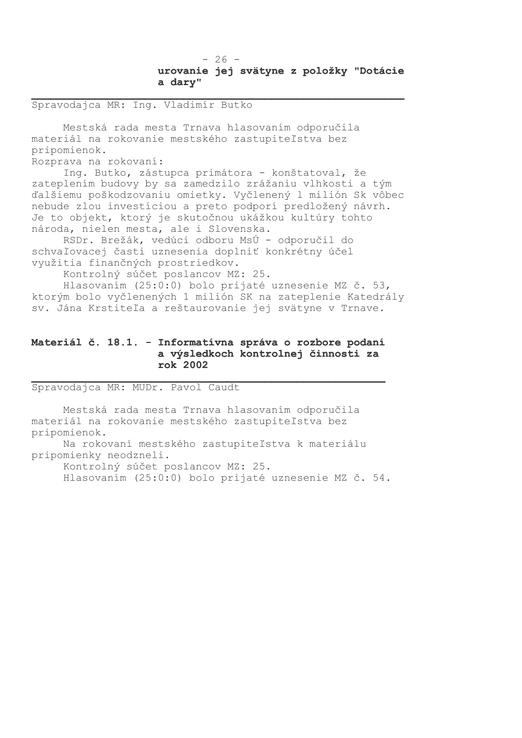**urovanie jej svätyne z položky "Dotácie a dary"**

Spravodajca MR: Ing. Vladimír Butko

Mestská rada mesta Trnava hlasovaním odporučila materiál na rokovanie mestského zastupiteľstva bez pripomienok.

Rozprava na rokovaní:

Ing. Butko, zástupca primátora - konštatoval, že zateplením budovy by sa zamedzilo zrážaniu vlhkosti a tým ďalšiemu poškodzovaniu omietky. Vyčlenený 1 milión Sk vôbec nebude zlou investíciou a preto podporí predložený návrh. Je to objekt, ktorý je skutočnou ukážkou kultúry tohto národa, nielen mesta, ale i Slovenska.

RSDr. Brežák, vedúci odboru MsÚ - odporučil do schvaľovacej časti uznesenia doplniť konkrétny účel využitia finančných prostriedkov.

Kontrolný súčet poslancov MZ: 25.

Hlasovaním (25:0:0) bolo prijaté uznesenie MZ č. 53, ktorým bolo vyčlenených 1 milión SK na zateplenie Katedrály sv. Jána Krstiteľa a reštaurovanie jej svätyne v Trnave.

## Materiál č. 18.1. - Informatívna správa o rozbore podaní a výsledkoch kontrolnej činnosti za rok 2002

Spravodajca MR: MUDr. Pavol Caudt

Mestská rada mesta Trnava hlasovaním odporučila materiál na rokovanie mestského zastupiteľstva bez pripomienok.

Na rokovaní mestského zastupiteľstva k materiálu pripomienky neodzneli.

Kontrolný súčet poslancov MZ: 25.

Hlasovaním (25:0:0) bolo prijaté uznesenie MZ č. 54.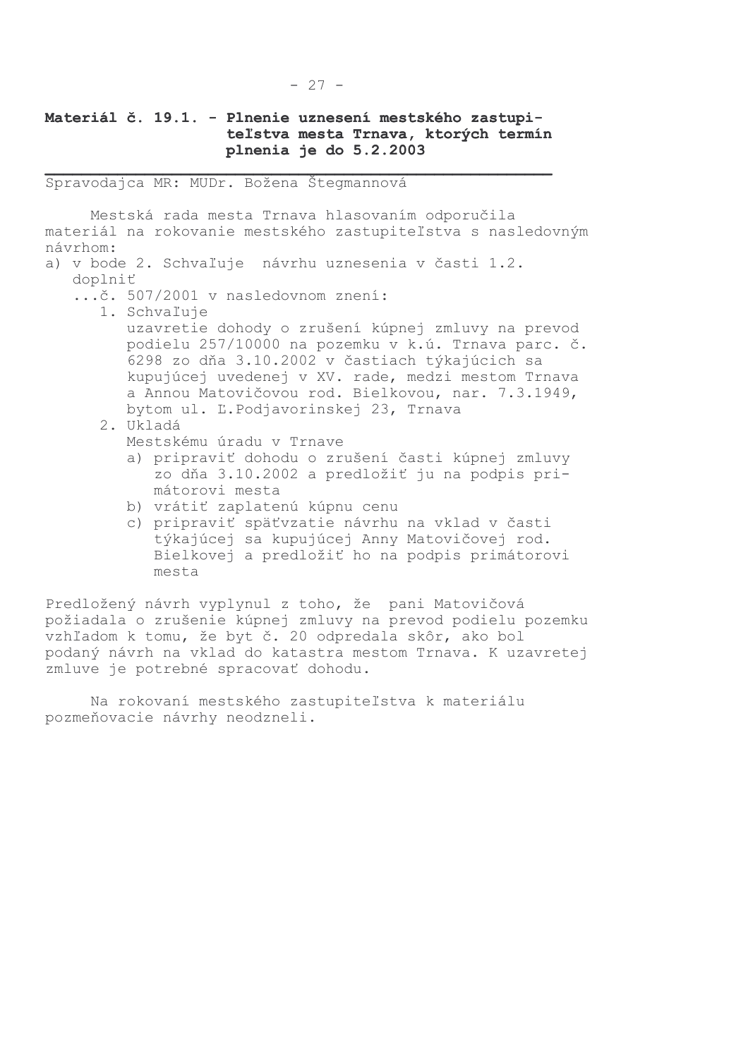**Materiál č. 19.1. - Plnenie uznesení mestského zastupiteľstva mesta Trnava, ktorých termín plnenia je do 5.2.2003**

---

Spravodajca MR: MUDr. Božena Štegmannová

Mestská rada mesta Trnava hlasovaním odporučila materiál na rokovanie mestského zastupiteľstva s nasledovným návrhom:

a) v bode 2. Schvaľuje návrhu uznesenia v časti 1.2. doplniť
   ...č. 507/2001 v nasledovnom znení:
   1. Schvaľuje
      uzavretie dohody o zrušení kúpnej zmluvy na prevod podielu 257/10000 na pozemku v k.ú. Trnava parc. č. 6298 zo dňa 3.10.2002 v častiach týkajúcich sa kupujúcej uvedenej v XV. rade, medzi mestom Trnava a Annou Matovičovou rod. Bielkovou, nar. 7.3.1949, bytom ul. Ľ.Podjavorinskej 23, Trnava
   2. Ukladá
      Mestskému úradu v Trnave
      a) pripraviť dohodu o zrušení časti kúpnej zmluvy zo dňa 3.10.2002 a predložiť ju na podpis primátorovi mesta
      b) vrátiť zaplatenú kúpnu cenu
      c) pripraviť späťvzatie návrhu na vklad v časti týkajúcej sa kupujúcej Anny Matovičovej rod. Bielkovej a predložiť ho na podpis primátorovi mesta

Predložený návrh vyplynul z toho, že pani Matovičová požiadala o zrušenie kúpnej zmluvy na prevod podielu pozemku vzhľadom k tomu, že byt č. 20 odpredala skôr, ako bol podaný návrh na vklad do katastra mestom Trnava. K uzavretej zmluve je potrebné spracovať dohodu.

Na rokovaní mestského zastupiteľstva k materiálu pozmeňovacie návrhy neodzneli.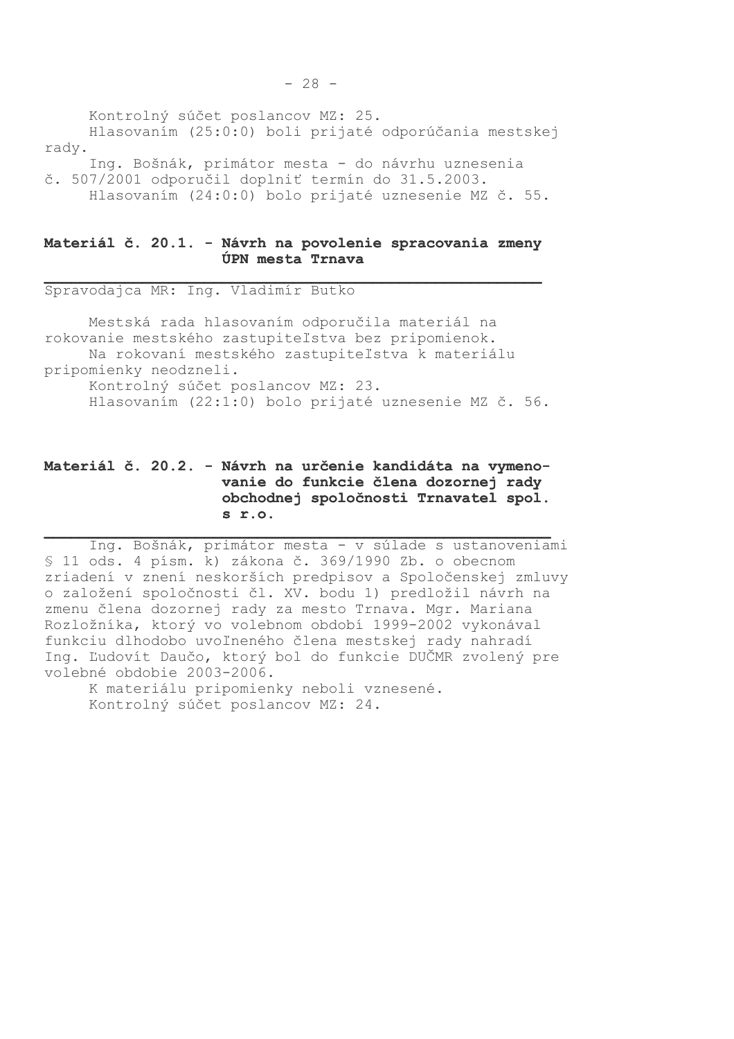Kontrolný súčet poslancov MZ: 25.

Hlasovaním (25:0:0) boli prijaté odporúčania mestskej rady.

Ing. Bošnák, primátor mesta - do návrhu uznesenia č. 507/2001 odporučil doplniť termín do 31.5.2003.

Hlasovaním (24:0:0) bolo prijaté uznesenie MZ č. 55.

**Materiál č. 20.1. - Návrh na povolenie spracovania zmeny ÚPN mesta Trnava**

Spravodajca MR: Ing. Vladimír Butko

Mestská rada hlasovaním odporučila materiál na rokovanie mestského zastupiteľstva bez pripomienok.

Na rokovaní mestského zastupiteľstva k materiálu pripomienky neodzneli.

Kontrolný súčet poslancov MZ: 23.

Hlasovaním (22:1:0) bolo prijaté uznesenie MZ č. 56.

**Materiál č. 20.2. - Návrh na určenie kandidáta na vymenovanie do funkcie člena dozornej rady obchodnej spoločnosti Trnavatel spol. s r.o.**

Ing. Bošnák, primátor mesta - v súlade s ustanoveniami § 11 ods. 4 písm. k) zákona č. 369/1990 Zb. o obecnom zriadení v znení neskorších predpisov a Spoločenskej zmluvy o založení spoločnosti čl. XV. bodu 1) predložil návrh na zmenu člena dozornej rady za mesto Trnava. Mgr. Mariana Rozložníka, ktorý vo volebnom období 1999-2002 vykonával funkciu dlhodobo uvoľneného člena mestskej rady nahradí Ing. Ľudovít Daučo, ktorý bol do funkcie DUČMR zvolený pre volebné obdobie 2003-2006.

K materiálu pripomienky neboli vznesené.

Kontrolný súčet poslancov MZ: 24.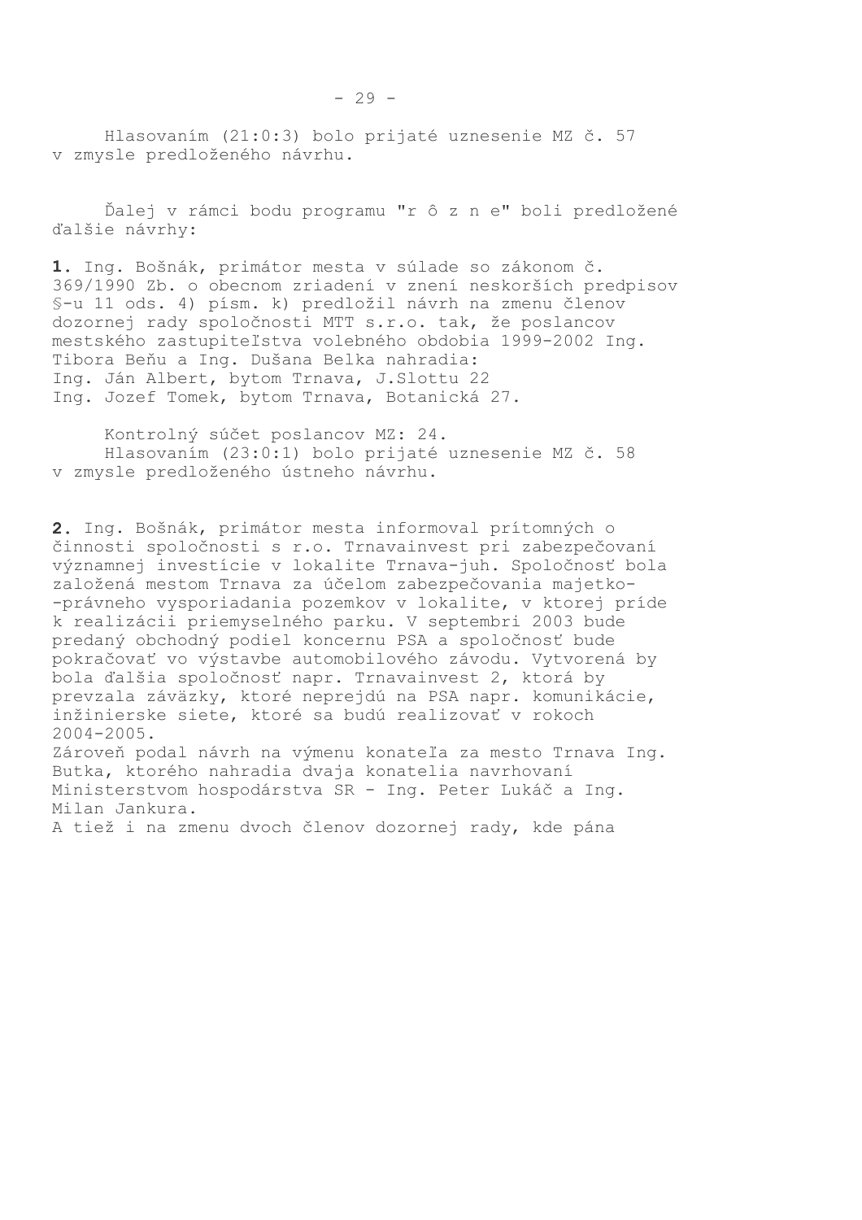Hlasovaním (21:0:3) bolo prijaté uznesenie MZ č. 57 v zmysle predloženého návrhu.

Ďalej v rámci bodu programu "r ô z n e" boli predložené ďalšie návrhy:

**1.** Ing. Bošnák, primátor mesta v súlade so zákonom č. 369/1990 Zb. o obecnom zriadení v znení neskorších predpisov §-u 11 ods. 4) písm. k) predložil návrh na zmenu členov dozornej rady spoločnosti MTT s.r.o. tak, že poslancov mestského zastupiteľstva volebného obdobia 1999-2002 Ing. Tibora Beňu a Ing. Dušana Belka nahradia:
Ing. Ján Albert, bytom Trnava, J.Slottu 22
Ing. Jozef Tomek, bytom Trnava, Botanická 27.

Kontrolný súčet poslancov MZ: 24.
Hlasovaním (23:0:1) bolo prijaté uznesenie MZ č. 58 v zmysle predloženého ústneho návrhu.

**2.** Ing. Bošnák, primátor mesta informoval prítomných o činnosti spoločnosti s r.o. Trnavainvest pri zabezpečovaní významnej investície v lokalite Trnava-juh. Spoločnosť bola založená mestom Trnava za účelom zabezpečovania majetko--právneho vysporiadania pozemkov v lokalite, v ktorej príde k realizácii priemyselného parku. V septembri 2003 bude predaný obchodný podiel koncernu PSA a spoločnosť bude pokračovať vo výstavbe automobilového závodu. Vytvorená by bola ďalšia spoločnosť napr. Trnavainvest 2, ktorá by prevzala záväzky, ktoré neprejdú na PSA napr. komunikácie, inžinierske siete, ktoré sa budú realizovať v rokoch 2004-2005.
Zároveň podal návrh na výmenu konateľa za mesto Trnava Ing. Butka, ktorého nahradia dvaja konatelia navrhovaní Ministerstvom hospodárstva SR - Ing. Peter Lukáč a Ing. Milan Jankura.
A tiež i na zmenu dvoch členov dozornej rady, kde pána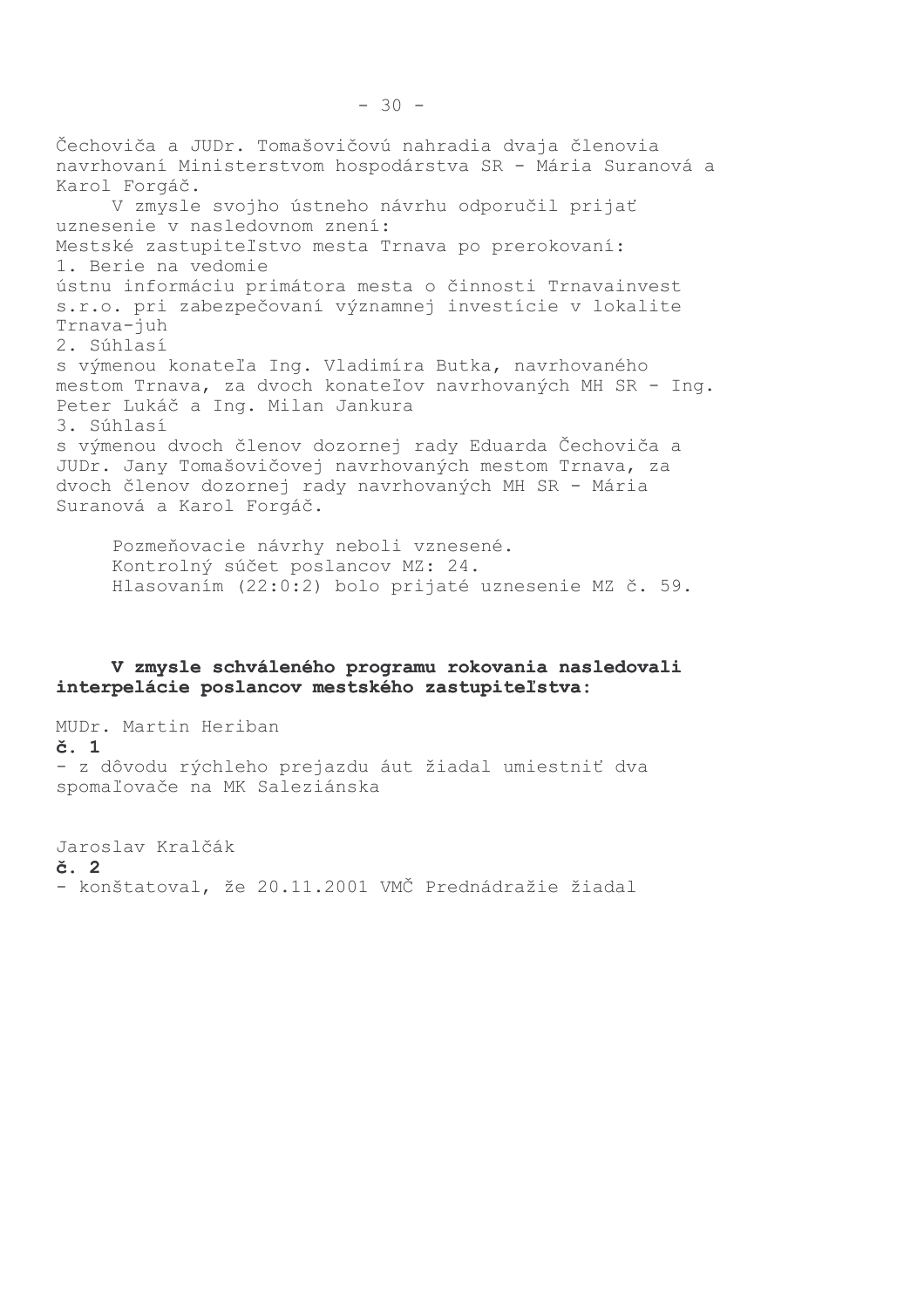Čechoviča a JUDr. Tomašovičovú nahradia dvaja členovia navrhovaní Ministerstvom hospodárstva SR - Mária Suranová a Karol Forgáč.

V zmysle svojho ústneho návrhu odporučil prijať uznesenie v nasledovnom znení:
Mestské zastupiteľstvo mesta Trnava po prerokovaní:
1. Berie na vedomie
ústnu informáciu primátora mesta o činnosti Trnavainvest s.r.o. pri zabezpečovaní významnej investície v lokalite Trnava-juh
2. Súhlasí
s výmenou konateľa Ing. Vladimíra Butka, navrhovaného mestom Trnava, za dvoch konateľov navrhovaných MH SR - Ing. Peter Lukáč a Ing. Milan Jankura
3. Súhlasí
s výmenou dvoch členov dozornej rady Eduarda Čechoviča a JUDr. Jany Tomašovičovej navrhovaných mestom Trnava, za dvoch členov dozornej rady navrhovaných MH SR - Mária Suranová a Karol Forgáč.

Pozmeňovacie návrhy neboli vznesené.
Kontrolný súčet poslancov MZ: 24.
Hlasovaním (22:0:2) bolo prijaté uznesenie MZ č. 59.

**V zmysle schváleného programu rokovania nasledovali interpelácie poslancov mestského zastupiteľstva:**

MUDr. Martin Heriban
**č. 1**
- z dôvodu rýchleho prejazdu áut žiadal umiestniť dva spomaľovače na MK Saleziánska

Jaroslav Kralčák
**č. 2**
- konštatoval, že 20.11.2001 VMČ Prednádražie žiadal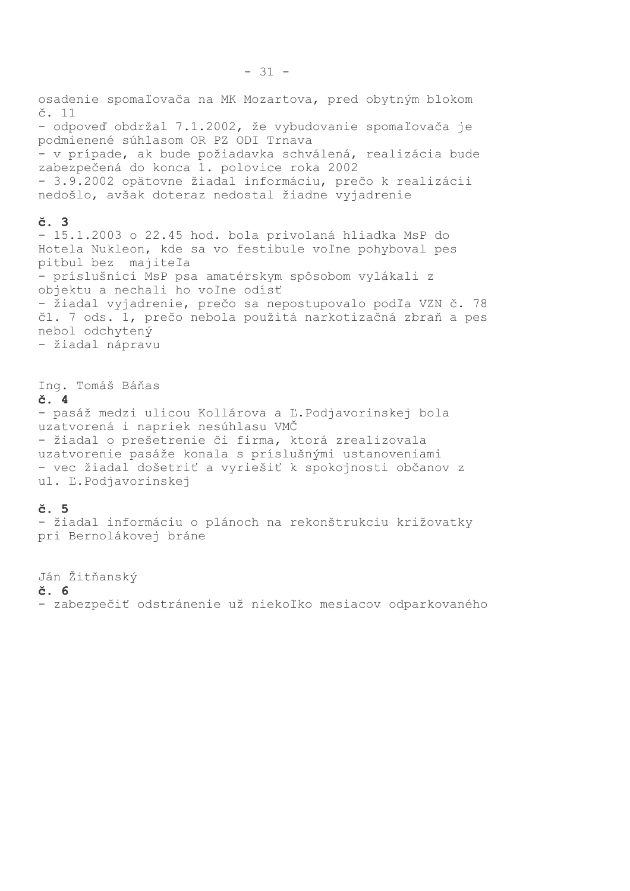osadenie spomaľovača na MK Mozartova, pred obytným blokom č. 11

- odpoveď obdržal 7.1.2002, že vybudovanie spomaľovača je podmienené súhlasom OR PZ ODI Trnava
- v prípade, ak bude požiadavka schválená, realizácia bude zabezpečená do konca 1. polovice roka 2002
- 3.9.2002 opätovne žiadal informáciu, prečo k realizácii nedošlo, avšak doteraz nedostal žiadne vyjadrenie

**č. 3**

- 15.1.2003 o 22.45 hod. bola privolaná hliadka MsP do Hotela Nukleon, kde sa vo festibule voľne pohyboval pes pitbul bez majiteľa
- príslušníci MsP psa amatérskym spôsobom vylákali z objektu a nechali ho voľne odísť
- žiadal vyjadrenie, prečo sa nepostupovalo podľa VZN č. 78 čl. 7 ods. 1, prečo nebola použitá narkotizačná zbraň a pes nebol odchytený
- žiadal nápravu

Ing. Tomáš Báňas

**č. 4**

- pasáž medzi ulicou Kollárova a Ľ.Podjavorinskej bola uzatvorená i napriek nesúhlasu VMČ
- žiadal o prešetrenie či firma, ktorá zrealizovala uzatvorenie pasáže konala s príslušnými ustanoveniami
- vec žiadal došetriť a vyriešiť k spokojnosti občanov z ul. Ľ.Podjavorinskej

**č. 5**

- žiadal informáciu o plánoch na rekonštrukciu križovatky pri Bernolákovej bráne

Ján Žitňanský

**č. 6**

- zabezpečiť odstránenie už niekoľko mesiacov odparkovaného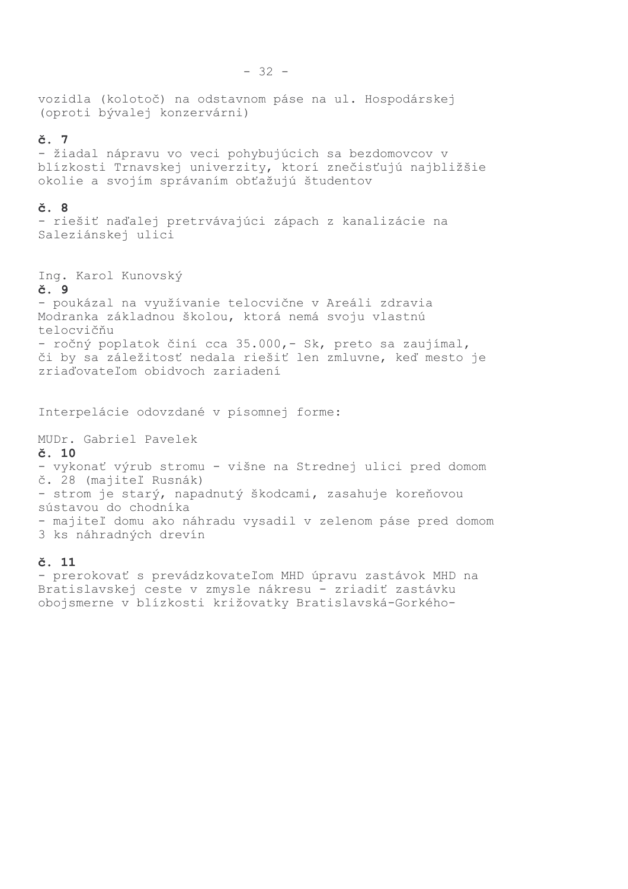vozidla (kolotoč) na odstavnom páse na ul. Hospodárskej (oproti bývalej konzervárni)

**č. 7**

- žiadal nápravu vo veci pohybujúcich sa bezdomovcov v blízkosti Trnavskej univerzity, ktorí znečisťujú najbližšie okolie a svojím správaním obťažujú študentov

**č. 8**

- riešiť naďalej pretrvávajúci zápach z kanalizácie na Saleziánskej ulici

Ing. Karol Kunovský

**č. 9**

- poukázal na využívanie telocvične v Areáli zdravia Modranka základnou školou, ktorá nemá svoju vlastnú telocvičňu
- ročný poplatok činí cca 35.000,- Sk, preto sa zaujímal, či by sa záležitosť nedala riešiť len zmluvne, keď mesto je zriaďovateľom obidvoch zariadení

Interpelácie odovzdané v písomnej forme:

MUDr. Gabriel Pavelek

**č. 10**

- vykonať výrub stromu - višne na Strednej ulici pred domom č. 28 (majiteľ Rusnák)
- strom je starý, napadnutý škodcami, zasahuje koreňovou sústavou do chodníka
- majiteľ domu ako náhradu vysadil v zelenom páse pred domom 3 ks náhradných drevín

**č. 11**

- prerokovať s prevádzkovateľom MHD úpravu zastávok MHD na Bratislavskej ceste v zmysle nákresu - zriadiť zastávku obojsmerne v blízkosti križovatky Bratislavská-Gorkého-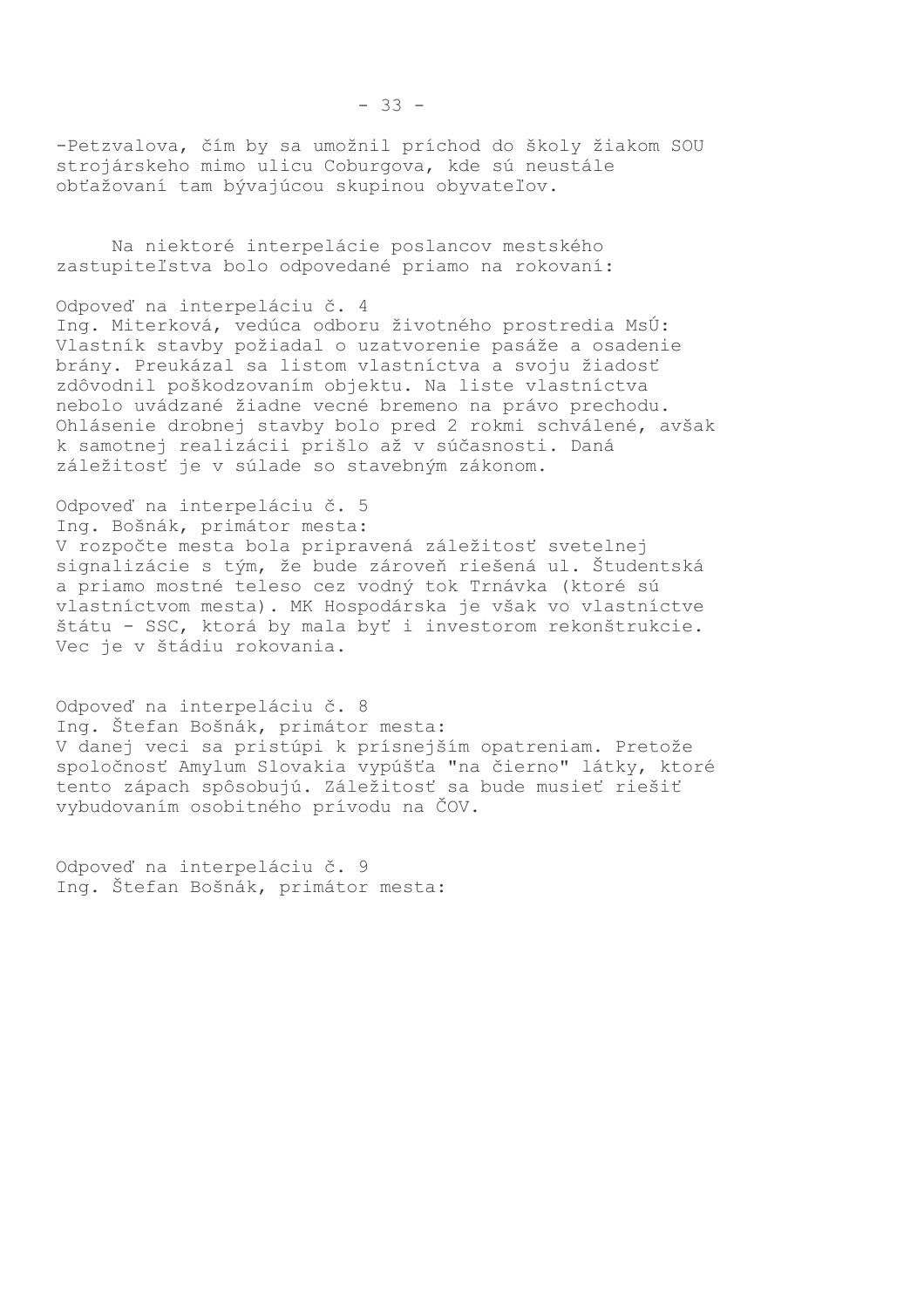-Petzvalova, čím by sa umožnil príchod do školy žiakom SOU strojárskeho mimo ulicu Coburgova, kde sú neustále obťažovaní tam bývajúcou skupinou obyvateľov.

Na niektoré interpelácie poslancov mestského zastupiteľstva bolo odpovedané priamo na rokovaní:

Odpoveď na interpeláciu č. 4
Ing. Miterková, vedúca odboru životného prostredia MsÚ:
Vlastník stavby požiadal o uzatvorenie pasáže a osadenie brány. Preukázal sa listom vlastníctva a svoju žiadosť zdôvodnil poškodzovaním objektu. Na liste vlastníctva nebolo uvádzané žiadne vecné bremeno na právo prechodu. Ohlásenie drobnej stavby bolo pred 2 rokmi schválené, avšak k samotnej realizácii prišlo až v súčasnosti. Daná záležitosť je v súlade so stavebným zákonom.

Odpoveď na interpeláciu č. 5
Ing. Bošnák, primátor mesta:
V rozpočte mesta bola pripravená záležitosť svetelnej signalizácie s tým, že bude zároveň riešená ul. Študentská a priamo mostné teleso cez vodný tok Trnávka (ktoré sú vlastníctvom mesta). MK Hospodárska je však vo vlastníctve štátu - SSC, ktorá by mala byť i investorom rekonštrukcie. Vec je v štádiu rokovania.

Odpoveď na interpeláciu č. 8
Ing. Štefan Bošnák, primátor mesta:
V danej veci sa pristúpi k prísnejším opatreniam. Pretože spoločnosť Amylum Slovakia vypúšťa "na čierno" látky, ktoré tento zápach spôsobujú. Záležitosť sa bude musieť riešiť vybudovaním osobitného prívodu na ČOV.

Odpoveď na interpeláciu č. 9
Ing. Štefan Bošnák, primátor mesta: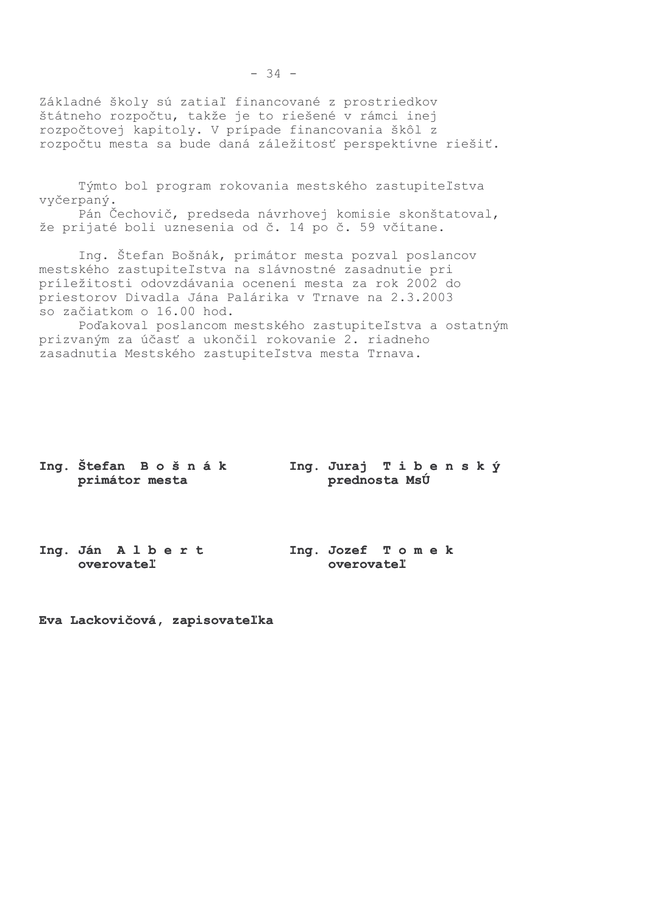Základné školy sú zatiaľ financované z prostriedkov štátneho rozpočtu, takže je to riešené v rámci inej rozpočtovej kapitoly. V prípade financovania škôl z rozpočtu mesta sa bude daná záležitosť perspektívne riešiť.

Týmto bol program rokovania mestského zastupiteľstva vyčerpaný.

Pán Čechovič, predseda návrhovej komisie skonštatoval, že prijaté boli uznesenia od č. 14 po č. 59 včítane.

Ing. Štefan Bošnák, primátor mesta pozval poslancov mestského zastupiteľstva na slávnostné zasadnutie pri príležitosti odovzdávania ocenení mesta za rok 2002 do priestorov Divadla Jána Palárika v Trnave na 2.3.2003 so začiatkom o 16.00 hod.

Poďakoval poslancom mestského zastupiteľstva a ostatným prizvaným za účasť a ukončil rokovanie 2. riadneho zasadnutia Mestského zastupiteľstva mesta Trnava.

**Ing. Štefan B o š n á k**
**primátor mesta**

**Ing. Juraj T i b e n s k ý**
**prednosta MsÚ**

**Ing. Ján A l b e r t**
**overovateľ**

**Ing. Jozef T o m e k**
**overovateľ**

**Eva Lackovičová, zapisovateľka**